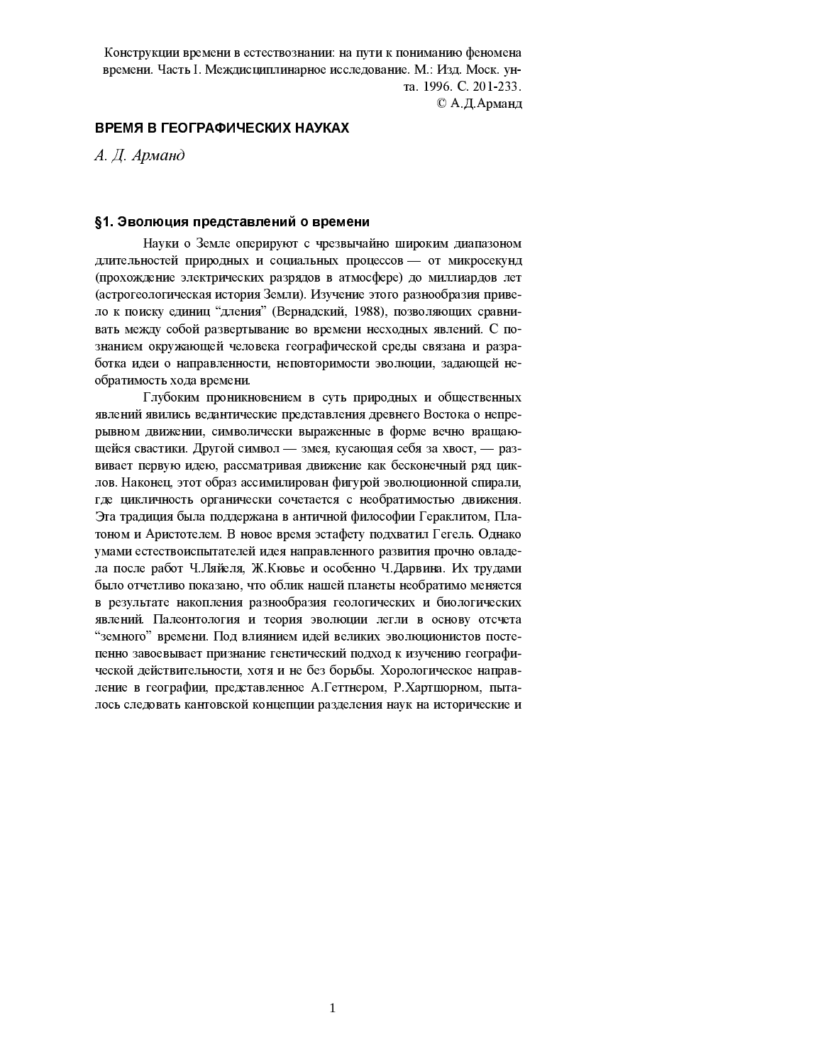Конструкции времени в естествознании: на пути к пониманию феномена времени. Часть I. Междисциплинарное исследование. М.: Изд. Моск. ун-та. 1996. С. 201-233.
© А.Д.Арманд

# ВРЕМЯ В ГЕОГРАФИЧЕСКИХ НАУКАХ

*А. Д. Арманд*

## §1. Эволюция представлений о времени

Науки о Земле оперируют с чрезвычайно широким диапазоном длительностей природных и социальных процессов — от микросекунд (прохождение электрических разрядов в атмосфере) до миллиардов лет (астрогеологическая история Земли). Изучение этого разнообразия привело к поиску единиц "дления" (Вернадский, 1988), позволяющих сравнивать между собой развертывание во времени несходных явлений. С познанием окружающей человека географической среды связана и разработка идеи о направленности, неповторимости эволюции, задающей необратимость хода времени.

Глубоким проникновением в суть природных и общественных явлений явились ведантические представления древнего Востока о непрерывном движении, символически выраженные в форме вечно вращающейся свастики. Другой символ — змея, кусающая себя за хвост, — развивает первую идею, рассматривая движение как бесконечный ряд циклов. Наконец, этот образ ассимилирован фигурой эволюционной спирали, где цикличность органически сочетается с необратимостью движения. Эта традиция была поддержана в античной философии Гераклитом, Платоном и Аристотелем. В новое время эстафету подхватил Гегель. Однако умами естествоиспытателей идея направленного развития прочно овладела после работ Ч.Ляйеля, Ж.Кювье и особенно Ч.Дарвина. Их трудами было отчетливо показано, что облик нашей планеты необратимо меняется в результате накопления разнообразия геологических и биологических явлений. Палеонтология и теория эволюции легли в основу отсчета "земного" времени. Под влиянием идей великих эволюционистов постепенно завоевывает признание генетический подход к изучению географической действительности, хотя и не без борьбы. Хорологическое направление в географии, представленное А.Геттнером, Р.Хартшорном, пыталось следовать кантовской концепции разделения наук на исторические и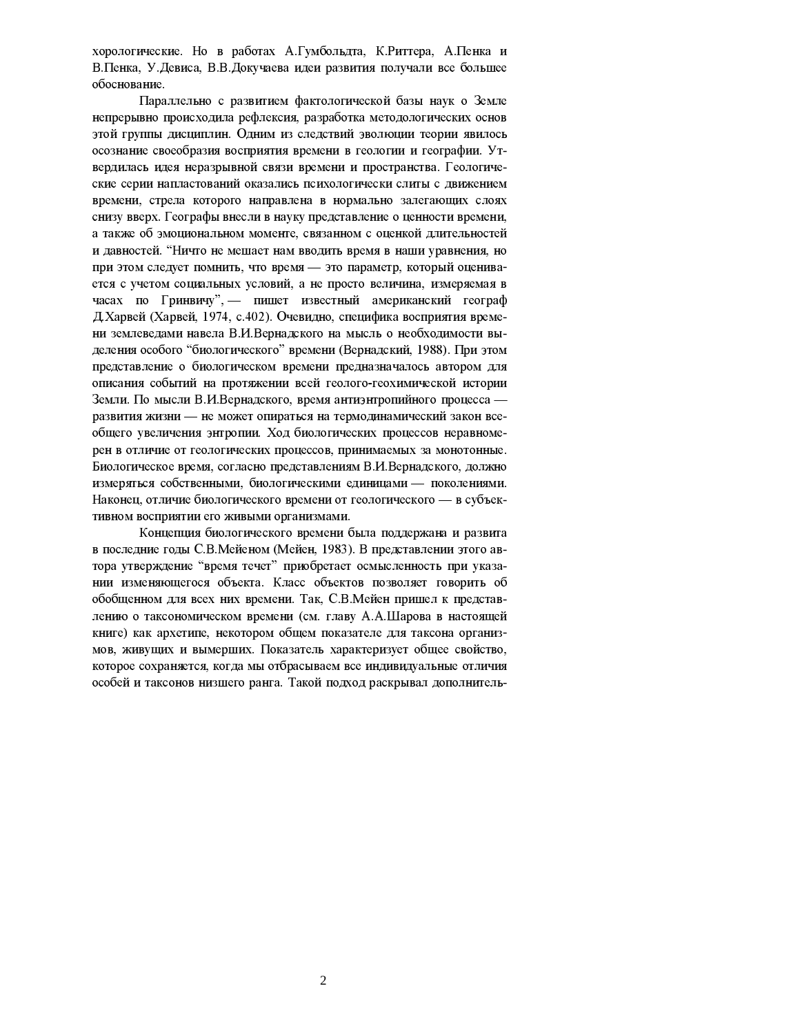хорологические. Но в работах А.Гумбольдта, К.Риттера, А.Пенка и В.Пенка, У.Девиса, В.В.Докучаева идеи развития получали все большее обоснование.

Параллельно с развитием фактологической базы наук о Земле непрерывно происходила рефлексия, разработка методологических основ этой группы дисциплин. Одним из следствий эволюции теории явилось осознание своеобразия восприятия времени в геологии и географии. Утвердилась идея неразрывной связи времени и пространства. Геологические серии напластований оказались психологически слиты с движением времени, стрела которого направлена в нормально залегающих слоях снизу вверх. Географы внесли в науку представление о ценности времени, а также об эмоциональном моменте, связанном с оценкой длительностей и давностей. "Ничто не мешает нам вводить время в наши уравнения, но при этом следует помнить, что время — это параметр, который оценивается с учетом социальных условий, а не просто величина, измеряемая в часах по Гринвичу", — пишет известный американский географ Д.Харвей (Харвей, 1974, с.402). Очевидно, специфика восприятия времени землеведами навела В.И.Вернадского на мысль о необходимости выделения особого "биологического" времени (Вернадский, 1988). При этом представление о биологическом времени предназначалось автором для описания событий на протяжении всей геолого-геохимической истории Земли. По мысли В.И.Вернадского, время антиэнтропийного процесса — развития жизни — не может опираться на термодинамический закон всеобщего увеличения энтропии. Ход биологических процессов неравномерен в отличие от геологических процессов, принимаемых за монотонные. Биологическое время, согласно представлениям В.И.Вернадского, должно измеряться собственными, биологическими единицами — поколениями. Наконец, отличие биологического времени от геологического — в субъективном восприятии его живыми организмами.

Концепция биологического времени была поддержана и развита в последние годы С.В.Мейеном (Мейен, 1983). В представлении этого автора утверждение "время течет" приобретает осмысленность при указании изменяющегося объекта. Класс объектов позволяет говорить об обобщенном для всех них времени. Так, С.В.Мейен пришел к представлению о таксономическом времени (см. главу А.А.Шарова в настоящей книге) как архетипе, некотором общем показателе для таксона организмов, живущих и вымерших. Показатель характеризует общее свойство, которое сохраняется, когда мы отбрасываем все индивидуальные отличия особей и таксонов низшего ранга. Такой подход раскрывал дополнитель-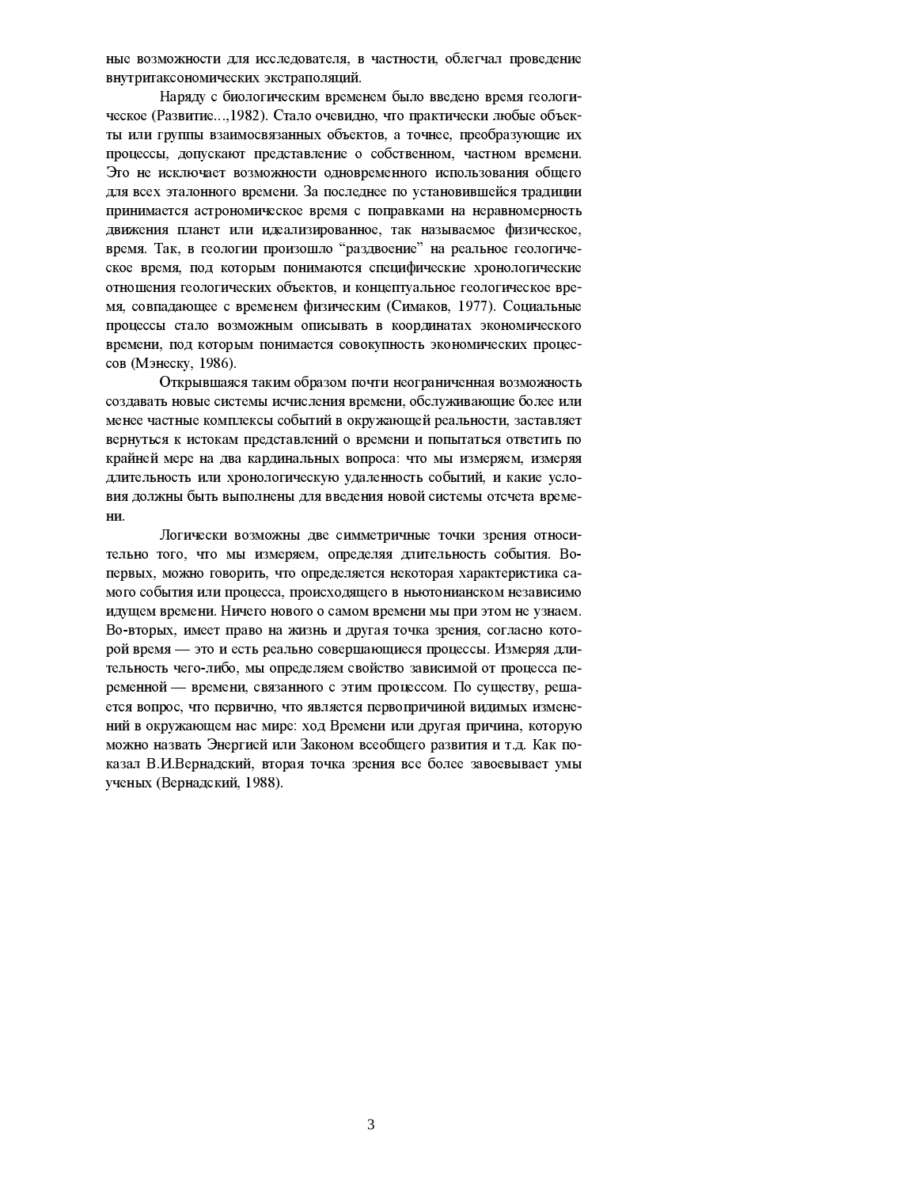ные возможности для исследователя, в частности, облегчал проведение внутритаксономических экстраполяций.

Наряду с биологическим временем было введено время геологическое (Развитие...,1982). Стало очевидно, что практически любые объекты или группы взаимосвязанных объектов, а точнее, преобразующие их процессы, допускают представление о собственном, частном времени. Это не исключает возможности одновременного использования общего для всех эталонного времени. За последнее по установившейся традиции принимается астрономическое время с поправками на неравномерность движения планет или идеализированное, так называемое физическое, время. Так, в геологии произошло "раздвоение" на реальное геологическое время, под которым понимаются специфические хронологические отношения геологических объектов, и концептуальное геологическое время, совпадающее с временем физическим (Симаков, 1977). Социальные процессы стало возможным описывать в координатах экономического времени, под которым понимается совокупность экономических процессов (Мэнеску, 1986).

Открывшаяся таким образом почти неограниченная возможность создавать новые системы исчисления времени, обслуживающие более или менее частные комплексы событий в окружающей реальности, заставляет вернуться к истокам представлений о времени и попытаться ответить по крайней мере на два кардинальных вопроса: что мы измеряем, измеряя длительность или хронологическую удаленность событий, и какие условия должны быть выполнены для введения новой системы отсчета времени.

Логически возможны две симметричные точки зрения относительно того, что мы измеряем, определяя длительность события. Во-первых, можно говорить, что определяется некоторая характеристика самого события или процесса, происходящего в ньютонианском независимо идущем времени. Ничего нового о самом времени мы при этом не узнаем. Во-вторых, имеет право на жизнь и другая точка зрения, согласно которой время — это и есть реально совершающиеся процессы. Измеряя длительность чего-либо, мы определяем свойство зависимой от процесса переменной — времени, связанного с этим процессом. По существу, решается вопрос, что первично, что является первопричиной видимых изменений в окружающем нас мире: ход Времени или другая причина, которую можно назвать Энергией или Законом всеобщего развития и т.д. Как показал В.И.Вернадский, вторая точка зрения все более завоевывает умы ученых (Вернадский, 1988).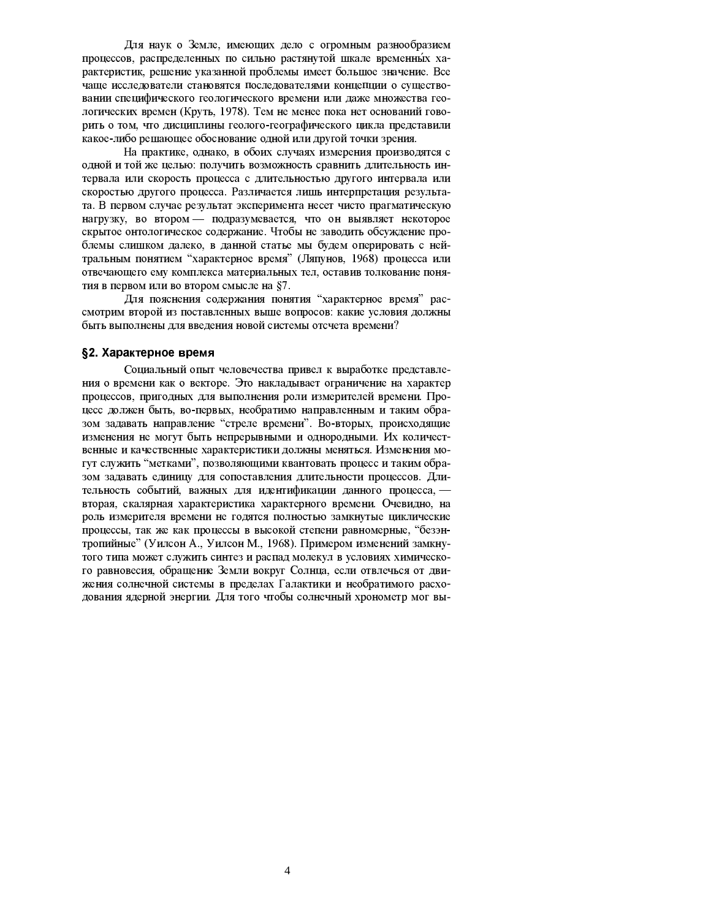Для наук о Земле, имеющих дело с огромным разнообразием процессов, распределенных по сильно растянутой шкале временны́х характеристик, решение указанной проблемы имеет большое значение. Все чаще исследователи становятся последователями концепции о существовании специфического геологического времени или даже множества геологических времен (Круть, 1978). Тем не менее пока нет оснований говорить о том, что дисциплины геолого-географического цикла представили какое-либо решающее обоснование одной или другой точки зрения.

На практике, однако, в обоих случаях измерения производятся с одной и той же целью: получить возможность сравнить длительность интервала или скорость процесса с длительностью другого интервала или скоростью другого процесса. Различается лишь интерпретация результата. В первом случае результат эксперимента несет чисто прагматическую нагрузку, во втором — подразумевается, что он выявляет некоторое скрытое онтологическое содержание. Чтобы не заводить обсуждение проблемы слишком далеко, в данной статье мы будем оперировать с нейтральным понятием “характерное время” (Ляпунов, 1968) процесса или отвечающего ему комплекса материальных тел, оставив толкование понятия в первом или во втором смысле на §7.

Для пояснения содержания понятия “характерное время” рассмотрим второй из поставленных выше вопросов: какие условия должны быть выполнены для введения новой системы отсчета времени?

## §2. Характерное время

Социальный опыт человечества привел к выработке представления о времени как о векторе. Это накладывает ограничение на характер процессов, пригодных для выполнения роли измерителей времени. Процесс должен быть, во-первых, необратимо направленным и таким образом задавать направление “стреле времени”. Во-вторых, происходящие изменения не могут быть непрерывными и однородными. Их количественные и качественные характеристики должны меняться. Изменения могут служить “метками”, позволяющими квантовать процесс и таким образом задавать единицу для сопоставления длительности процессов. Длительность событий, важных для идентификации данного процесса, — вторая, скалярная характеристика характерного времени. Очевидно, на роль измерителя времени не годятся полностью замкнутые циклические процессы, так же как процессы в высокой степени равномерные, “безэнтропийные” (Уилсон А., Уилсон М., 1968). Примером изменений замкнутого типа может служить синтез и распад молекул в условиях химического равновесия, обращение Земли вокруг Солнца, если отвлечься от движения солнечной системы в пределах Галактики и необратимого расходования ядерной энергии. Для того чтобы солнечный хронометр мог вы-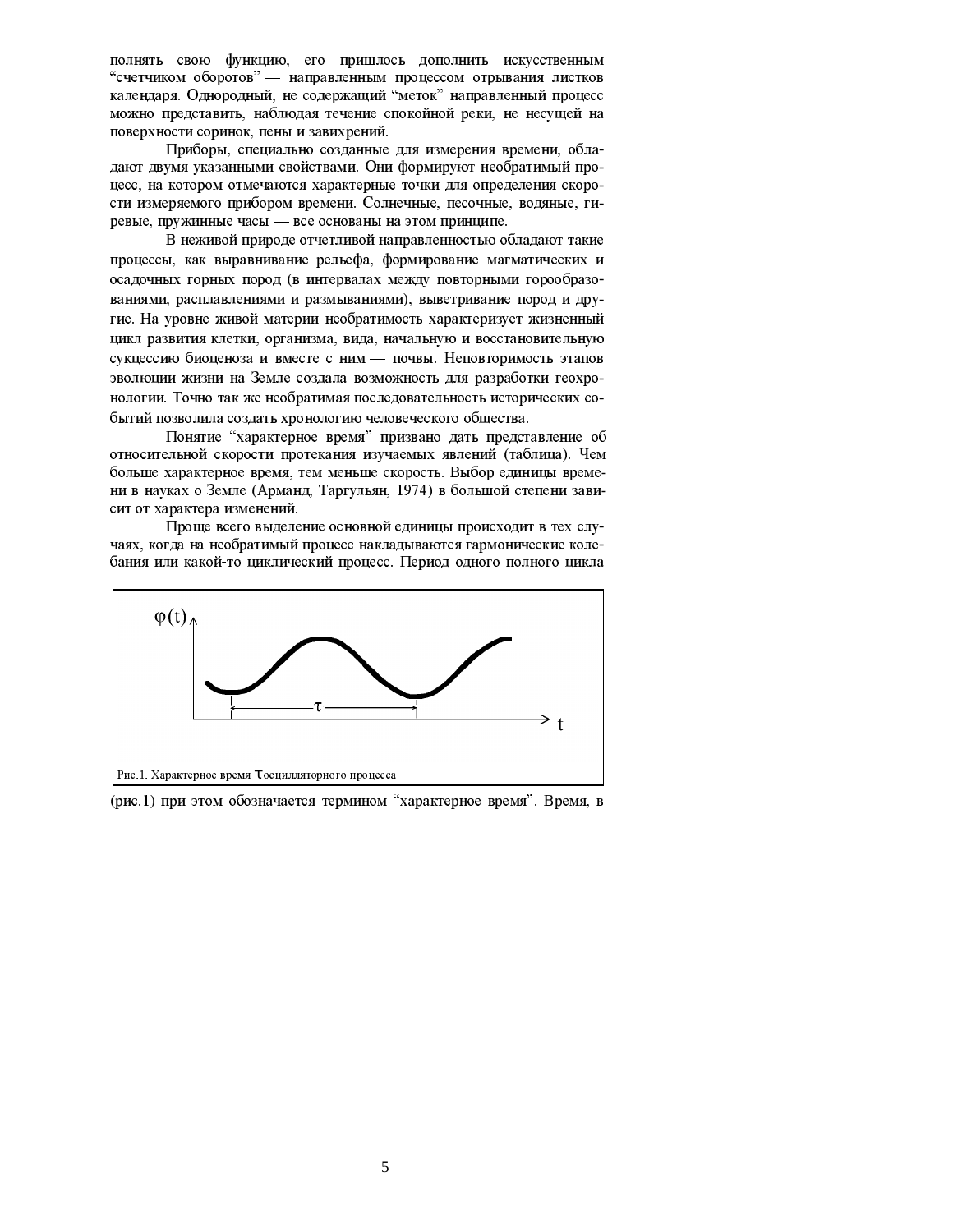полнять свою функцию, его пришлось дополнить искусственным “счетчиком оборотов” — направленным процессом отрывания листков календаря. Однородный, не содержащий “меток” направленный процесс можно представить, наблюдая течение спокойной реки, не несущей на поверхности соринок, пены и завихрений.

Приборы, специально созданные для измерения времени, обладают двумя указанными свойствами. Они формируют необратимый процесс, на котором отмечаются характерные точки для определения скорости измеряемого прибором времени. Солнечные, песочные, водяные, гиревые, пружинные часы — все основаны на этом принципе.

В неживой природе отчетливой направленностью обладают такие процессы, как выравнивание рельефа, формирование магматических и осадочных горных пород (в интервалах между повторными горообразованиями, расплавлениями и размываниями), выветривание пород и другие. На уровне живой материи необратимость характеризует жизненный цикл развития клетки, организма, вида, начальную и восстановительную сукцессию биоценоза и вместе с ним — почвы. Неповторимость этапов эволюции жизни на Земле создала возможность для разработки геохронологии. Точно так же необратимая последовательность исторических событий позволила создать хронологию человеческого общества.

Понятие “характерное время” призвано дать представление об относительной скорости протекания изучаемых явлений (таблица). Чем больше характерное время, тем меньше скорость. Выбор единицы времени в науках о Земле (Арманд, Таргульян, 1974) в большой степени зависит от характера изменений.

Проще всего выделение основной единицы происходит в тех случаях, когда на необратимый процесс накладываются гармонические колебания или какой-то циклический процесс. Период одного полного цикла

Рис.1. Характерное время $\tau$ осцилляторного процесса

(рис.1) при этом обозначается термином “характерное время”. Время, в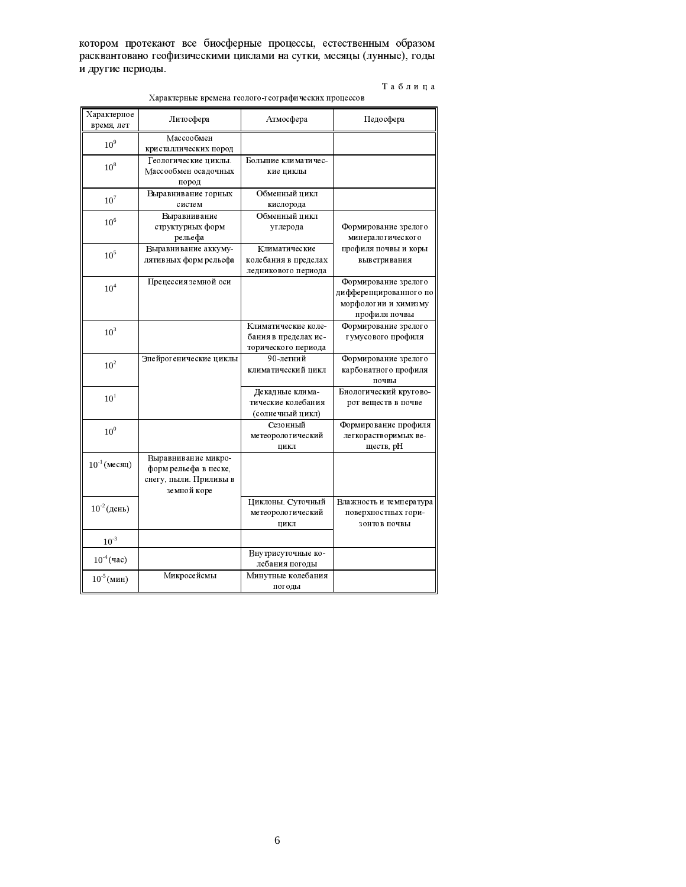котором протекают все биосферные процессы, естественным образом расквантовано геофизическими циклами на сутки, месяцы (лунные), годы и другие периоды.

Таблица

Характерные времена геолого-географических процессов

| Характерное время, лет | Литосфера | Атмосфера | Педосфера |
|---|---|---|---|
| $10^9$ | Массообмен кристаллических пород | | |
| $10^8$ | Геологические циклы. Массообмен осадочных пород | Большие климатические циклы | |
| $10^7$ | Выравнивание горных систем | Обменный цикл кислорода | |
| $10^6$ | Выравнивание структурных форм рельефа | Обменный цикл углерода | Формирование зрелого минералогического профиля почвы и коры выветривания |
| $10^5$ | Выравнивание аккумулятивных форм рельефа | Климатические колебания в пределах ледникового периода | |
| $10^4$ | Прецессия земной оси | | Формирование зрелого дифференцированного по морфологии и химизму профиля почвы |
| $10^3$ | | Климатические колебания в пределах исторического периода | Формирование зрелого гумусового профиля |
| $10^2$ | Эпейрогенические циклы | 90-летний климатический цикл | Формирование зрелого карбонатного профиля почвы |
| $10^1$ | | Декадные климатические колебания (солнечный цикл) | Биологический круговорот веществ в почве |
| $10^0$ | | Сезонный метеорологический цикл | Формирование профиля легкорастворимых веществ, pH |
| $10^{-1}$ (месяц) | Выравнивание микроформ рельефа в песке, снегу, пыли. Приливы в земной коре | | |
| $10^{-2}$ (день) | | Циклоны. Суточный метеорологический цикл | Влажность и температура поверхностных горизонтов почвы |
| $10^{-3}$ | | | |
| $10^{-4}$ (час) | | Внутрисуточные колебания погоды | |
| $10^{-5}$ (мин) | Микросейсмы | Минутные колебания погоды | |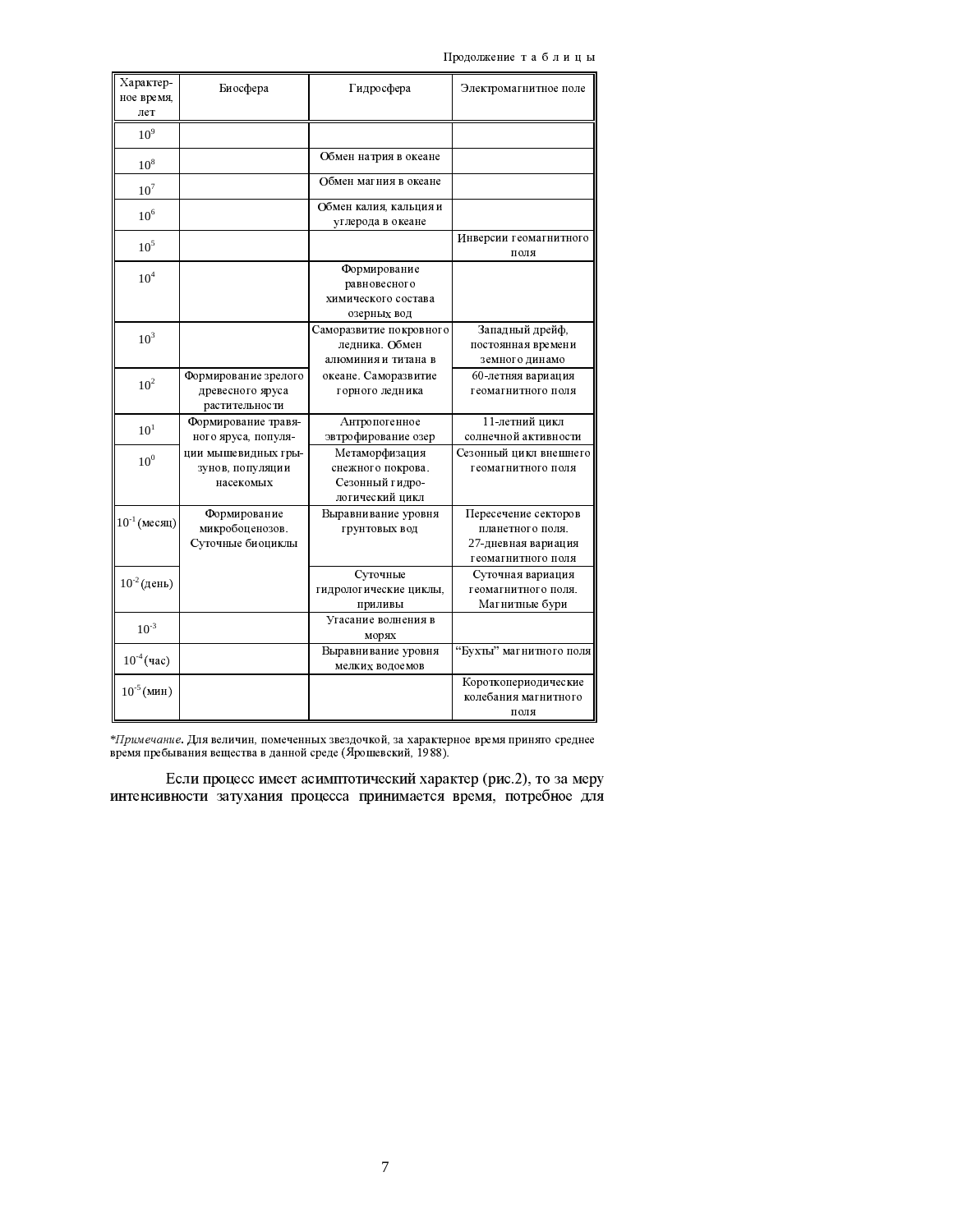Продолжение таблицы

| Характерное время, лет | Биосфера | Гидросфера | Электромагнитное поле |
|---|---|---|---|
| $10^9$ | | | |
| $10^8$ | | Обмен натрия в океане | |
| $10^7$ | | Обмен магния в океане | |
| $10^6$ | | Обмен калия, кальция и углерода в океане | |
| $10^5$ | | | Инверсии геомагнитного поля |
| $10^4$ | | Формирование равновесного химического состава озерных вод | |
| $10^3$ | | Саморазвитие покровного ледника. Обмен алюминия и титана в океане. Саморазвитие горного ледника | Западный дрейф, постоянная времени земного динамо |
| $10^2$ | Формирование зрелого древесного яруса растительности | | 60-летняя вариация геомагнитного поля |
| $10^1$ | Формирование травяного яруса, популяции мышевидных грызунов, популяции насекомых | Антропогенное эвтрофирование озер | 11-летний цикл солнечной активности |
| $10^0$ | | Метаморфизация снежного покрова. Сезонный гидрологический цикл | Сезонный цикл внешнего геомагнитного поля |
| $10^{-1}$ (месяц) | Формирование микробоценозов. Суточные биоциклы | Выравнивание уровня грунтовых вод | Пересечение секторов планетного поля. 27-дневная вариация геомагнитного поля |
| $10^{-2}$ (день) | | Суточные гидрологические циклы, приливы | Суточная вариация геомагнитного поля. Магнитные бури |
| $10^{-3}$ | | Угасание волнения в морях | |
| $10^{-4}$ (час) | | Выравнивание уровня мелких водоемов | "Бухты" магнитного поля |
| $10^{-5}$ (мин) | | | Короткопериодические колебания магнитного поля |

*\*Примечание.* Для величин, помеченных звездочкой, за характерное время принято среднее время пребывания вещества в данной среде (Ярошевский, 1988).

Если процесс имеет асимптотический характер (рис.2), то за меру интенсивности затухания процесса принимается время, потребное для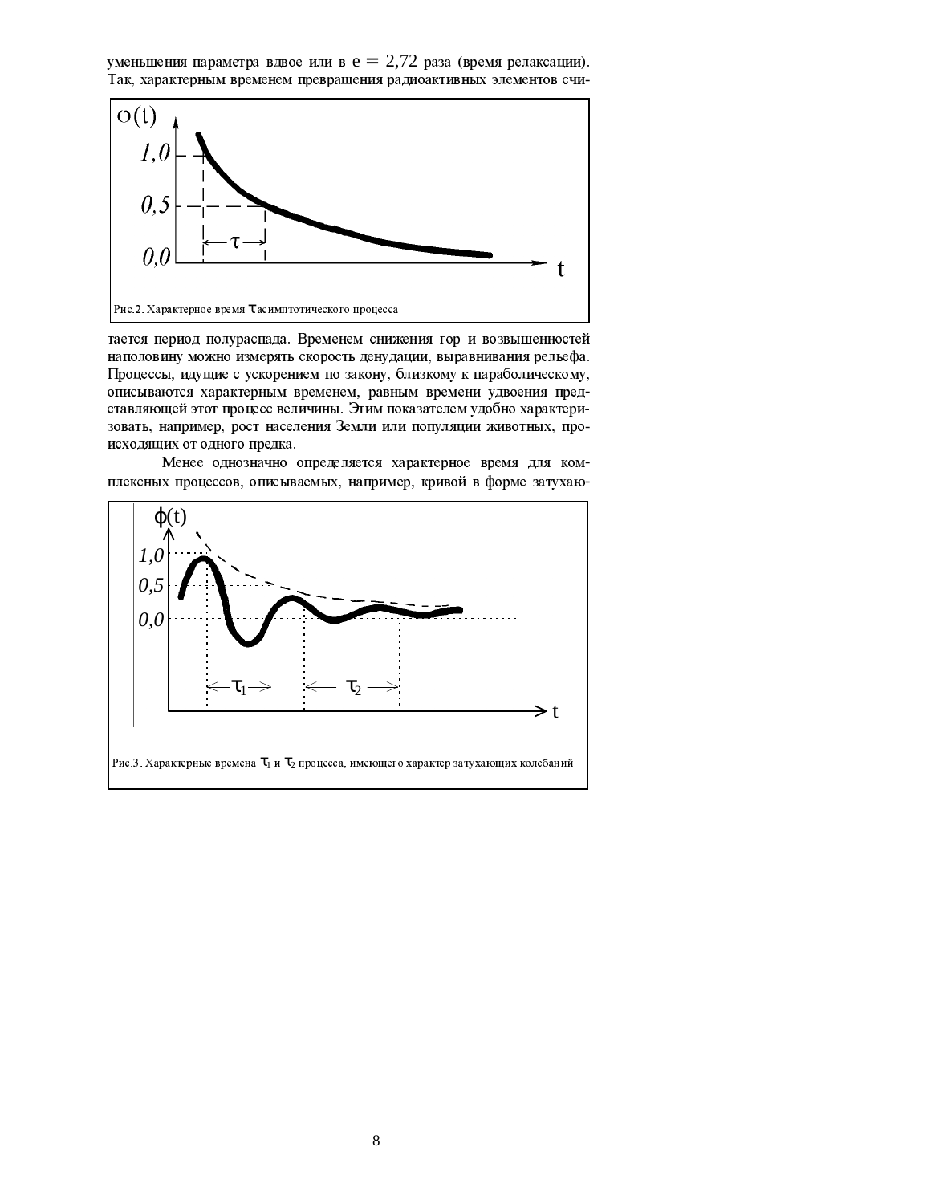уменьшения параметра вдвое или в $e = 2{,}72$ раза (время релаксации). Так, характерным временем превращения радиоактивных элементов считается период полураспада. Временем снижения гор и возвышенностей наполовину можно измерять скорость денудации, выравнивания рельефа. Процессы, идущие с ускорением по закону, близкому к параболическому, описываются характерным временем, равным времени удвоения представляющей этот процесс величины. Этим показателем удобно характеризовать, например, рост населения Земли или популяции животных, происходящих от одного предка.

Рис.2. Характерное время $\tau$ асимптотического процесса

Менее однозначно определяется характерное время для комплексных процессов, описываемых, например, кривой в форме затухаю-

Рис.3. Характерные времена $\tau_1$ и $\tau_2$ процесса, имеющего характер затухающих колебаний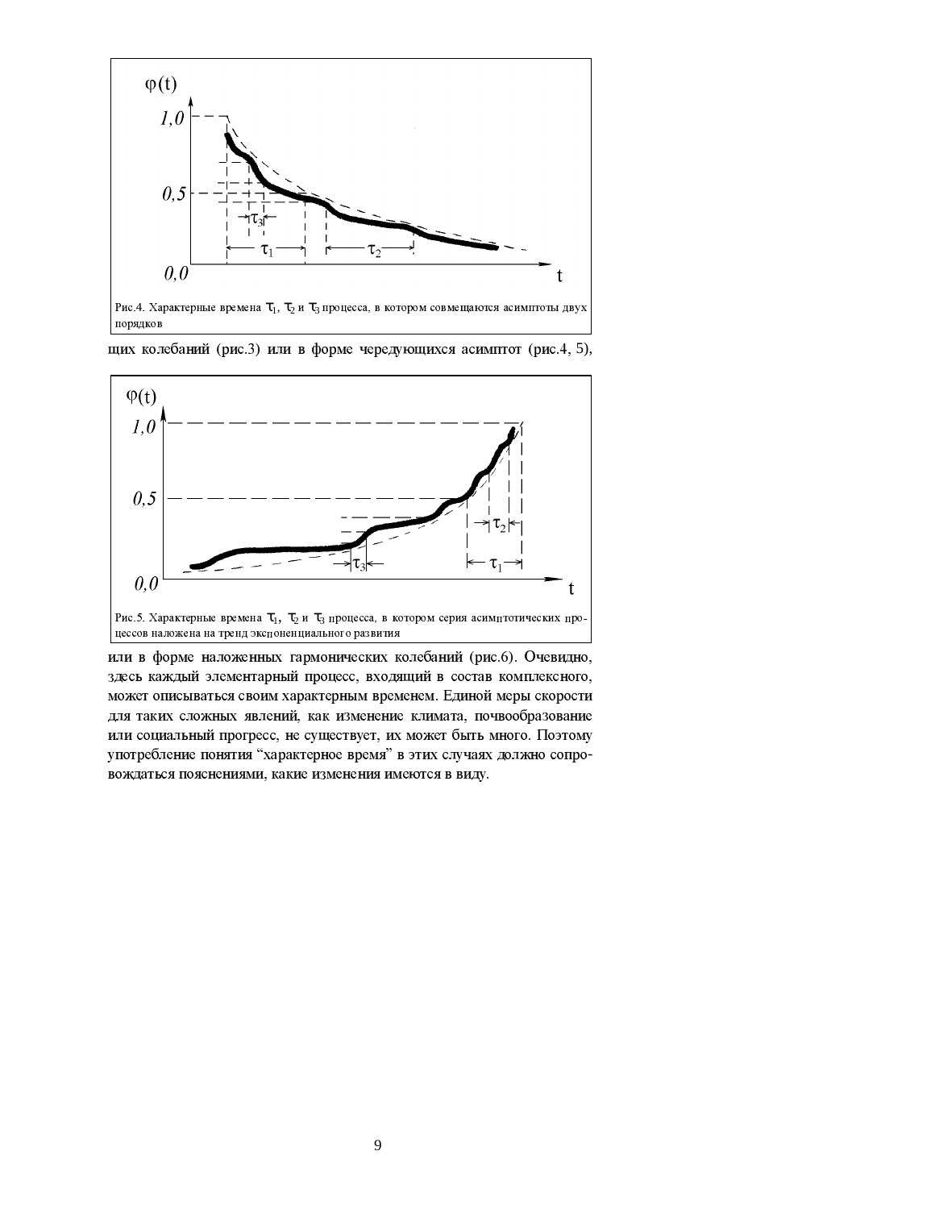Рис.4. Характерные времена $\tau_1$, $\tau_2$ и $\tau_3$ процесса, в котором совмещаются асимптоты двух порядков

щих колебаний (рис.3) или в форме чередующихся асимптот (рис.4, 5),

Рис.5. Характерные времена $\tau_1$, $\tau_2$ и $\tau_3$ процесса, в котором серия асимптотических процессов наложена на тренд экспоненциального развития

или в форме наложенных гармонических колебаний (рис.6). Очевидно, здесь каждый элементарный процесс, входящий в состав комплексного, может описываться своим характерным временем. Единой меры скорости для таких сложных явлений, как изменение климата, почвообразование или социальный прогресс, не существует, их может быть много. Поэтому употребление понятия “характерное время” в этих случаях должно сопровождаться пояснениями, какие изменения имеются в виду.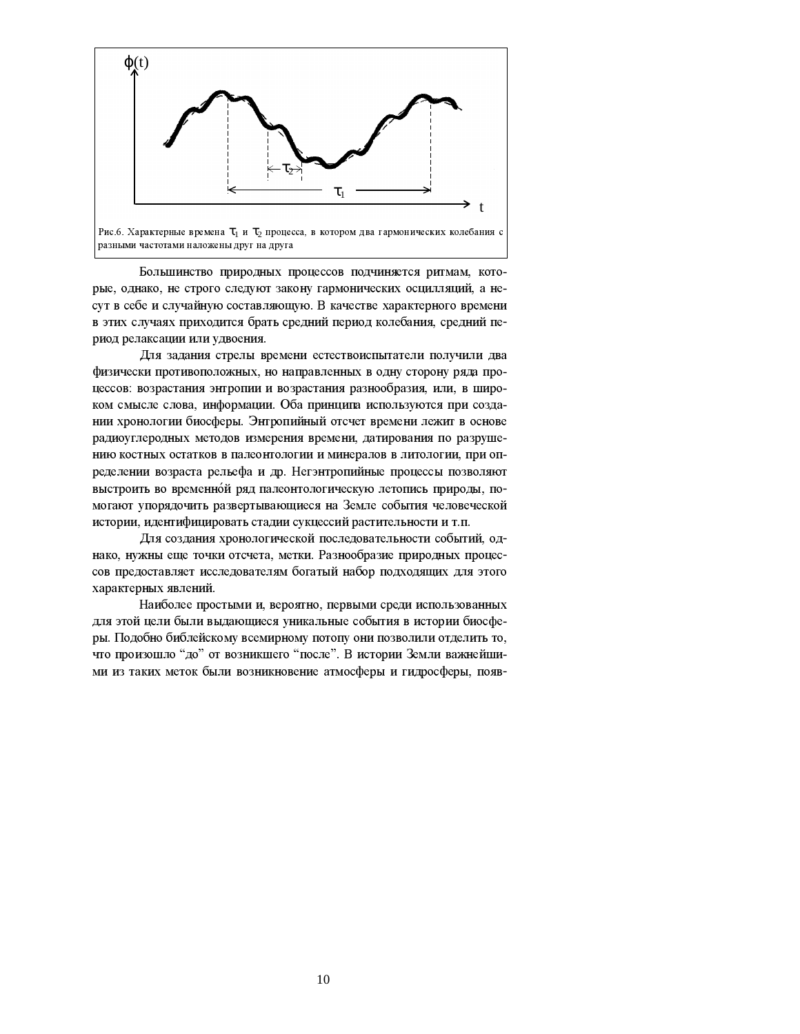Рис.6. Характерные времена $\tau_1$ и $\tau_2$ процесса, в котором два гармонических колебания с разными частотами наложены друг на друга

Большинство природных процессов подчиняется ритмам, которые, однако, не строго следуют закону гармонических осцилляций, а несут в себе и случайную составляющую. В качестве характерного времени в этих случаях приходится брать средний период колебания, средний период релаксации или удвоения.

Для задания стрелы времени естествоиспытатели получили два физически противоположных, но направленных в одну сторону ряда процессов: возрастания энтропии и возрастания разнообразия, или, в широком смысле слова, информации. Оба принципа используются при создании хронологии биосферы. Энтропийный отсчет времени лежит в основе радиоуглеродных методов измерения времени, датирования по разрушению костных остатков в палеонтологии и минералов в литологии, при определении возраста рельефа и др. Негэнтропийные процессы позволяют выстроить во временно́й ряд палеонтологическую летопись природы, помогают упорядочить развертывающиеся на Земле события человеческой истории, идентифицировать стадии сукцессий растительности и т.п.

Для создания хронологической последовательности событий, однако, нужны еще точки отсчета, метки. Разнообразие природных процессов предоставляет исследователям богатый набор подходящих для этого характерных явлений.

Наиболее простыми и, вероятно, первыми среди использованных для этой цели были выдающиеся уникальные события в истории биосферы. Подобно библейскому всемирному потопу они позволили отделить то, что произошло "до" от возникшего "после". В истории Земли важнейшими из таких меток были возникновение атмосферы и гидросферы, появ-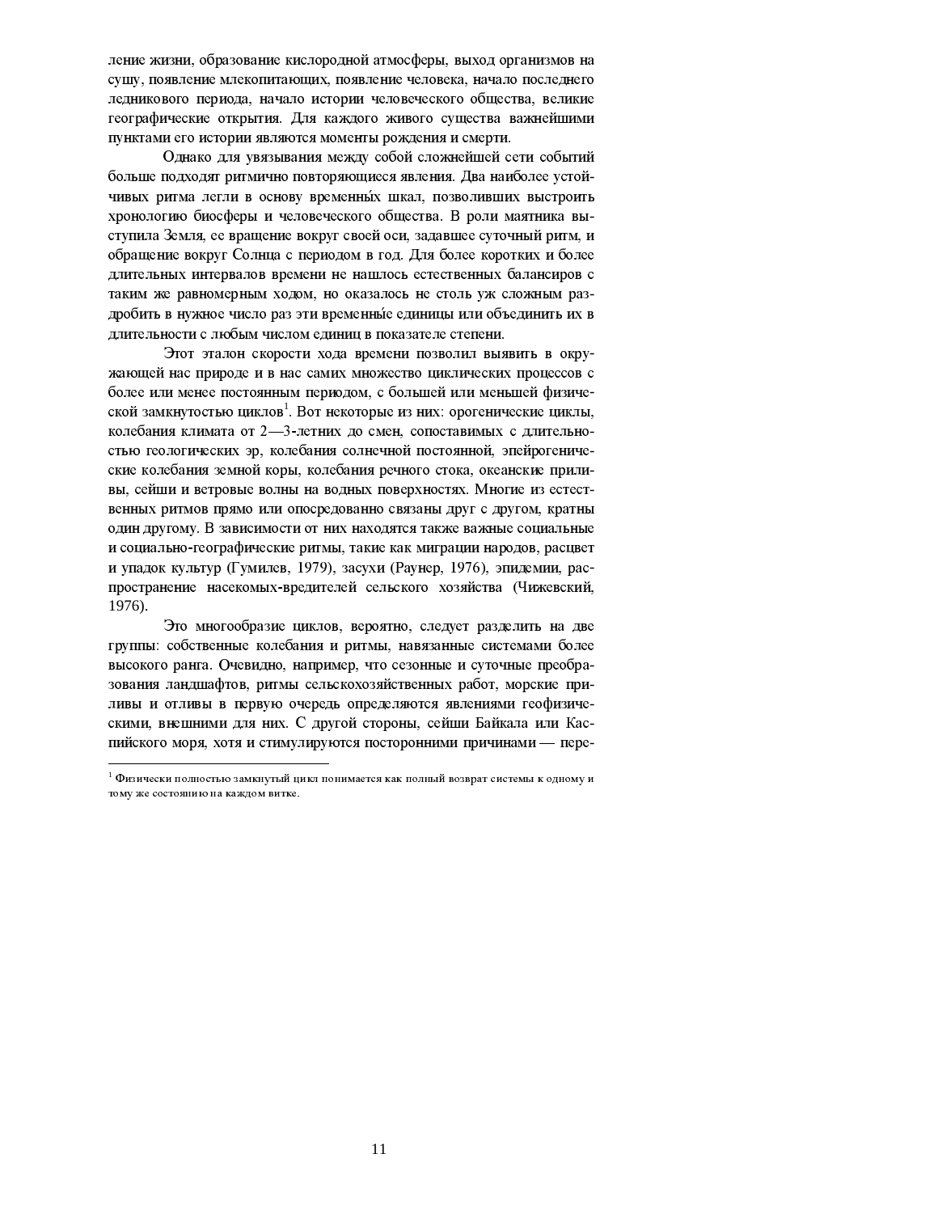ление жизни, образование кислородной атмосферы, выход организмов на сушу, появление млекопитающих, появление человека, начало последнего ледникового периода, начало истории человеческого общества, великие географические открытия. Для каждого живого существа важнейшими пунктами его истории являются моменты рождения и смерти.

Однако для увязывания между собой сложнейшей сети событий больше подходят ритмично повторяющиеся явления. Два наиболее устойчивых ритма легли в основу временны́х шкал, позволивших выстроить хронологию биосферы и человеческого общества. В роли маятника выступила Земля, ее вращение вокруг своей оси, задавшее суточный ритм, и обращение вокруг Солнца с периодом в год. Для более коротких и более длительных интервалов времени не нашлось естественных балансиров с таким же равномерным ходом, но оказалось не столь уж сложным раздробить в нужное число раз эти временны́е единицы или объединить их в длительности с любым числом единиц в показателе степени.

Этот эталон скорости хода времени позволил выявить в окружающей нас природе и в нас самих множество циклических процессов с более или менее постоянным периодом, с большей или меньшей физической замкнутостью циклов[1]. Вот некоторые из них: орогенические циклы, колебания климата от 2—3-летних до смен, сопоставимых с длительностью геологических эр, колебания солнечной постоянной, эпейрогенические колебания земной коры, колебания речного стока, океанские приливы, сейши и ветровые волны на водных поверхностях. Многие из естественных ритмов прямо или опосредованно связаны друг с другом, кратны один другому. В зависимости от них находятся также важные социальные и социально-географические ритмы, такие как миграции народов, расцвет и упадок культур (Гумилев, 1979), засухи (Раунер, 1976), эпидемии, распространение насекомых-вредителей сельского хозяйства (Чижевский, 1976).

Это многообразие циклов, вероятно, следует разделить на две группы: собственные колебания и ритмы, навязанные системами более высокого ранга. Очевидно, например, что сезонные и суточные преобразования ландшафтов, ритмы сельскохозяйственных работ, морские приливы и отливы в первую очередь определяются явлениями геофизическими, внешними для них. С другой стороны, сейши Байкала или Каспийского моря, хотя и стимулируются посторонними причинами — пере-

---

[1] Физически полностью замкнутый цикл понимается как полный возврат системы к одному и тому же состоянию на каждом витке.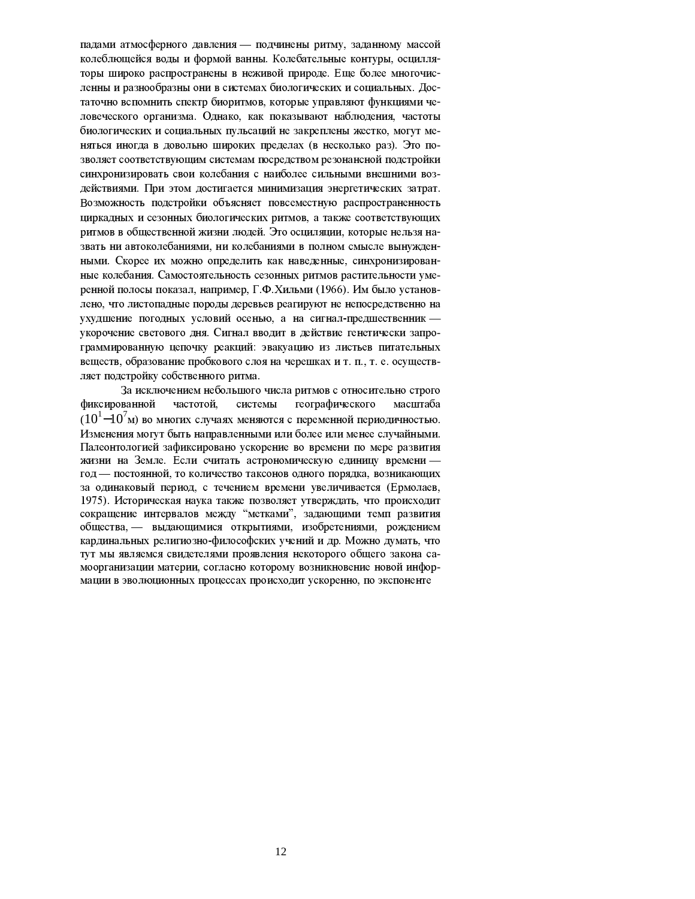падами атмосферного давления — подчинены ритму, заданному массой колеблющейся воды и формой ванны. Колебательные контуры, осцилляторы широко распространены в неживой природе. Еще более многочисленны и разнообразны они в системах биологических и социальных. Достаточно вспомнить спектр биоритмов, которые управляют функциями человеческого организма. Однако, как показывают наблюдения, частоты биологических и социальных пульсаций не закреплены жестко, могут меняться иногда в довольно широких пределах (в несколько раз). Это позволяет соответствующим системам посредством резонансной подстройки синхронизировать свои колебания с наиболее сильными внешними воздействиями. При этом достигается минимизация энергетических затрат. Возможность подстройки объясняет повсеместную распространенность циркадных и сезонных биологических ритмов, а также соответствующих ритмов в общественной жизни людей. Это осциляции, которые нельзя назвать ни автоколебаниями, ни колебаниями в полном смысле вынужденными. Скорее их можно определить как наведенные, синхронизированные колебания. Самостоятельность сезонных ритмов растительности умеренной полосы показал, например, Г.Ф.Хильми (1966). Им было установлено, что листопадные породы деревьев реагируют не непосредственно на ухудшение погодных условий осенью, а на сигнал-предшественник — укорочение светового дня. Сигнал вводит в действие генетически запрограммированную цепочку реакций: эвакуацию из листьев питательных веществ, образование пробкового слоя на черешках и т. п., т. е. осуществляет подстройку собственного ритма.

За исключением небольшого числа ритмов с относительно строго фиксированной частотой, системы географического масштаба ($10^1$–$10^7$м) во многих случаях меняются с переменной периодичностью. Изменения могут быть направленными или более или менее случайными. Палеонтологией зафиксировано ускорение во времени по мере развития жизни на Земле. Если считать астрономическую единицу времени — год — постоянной, то количество таксонов одного порядка, возникающих за одинаковый период, с течением времени увеличивается (Ермолаев, 1975). Историческая наука также позволяет утверждать, что происходит сокращение интервалов между “метками”, задающими темп развития общества, — выдающимися открытиями, изобретениями, рождением кардинальных религиозно-философских учений и др. Можно думать, что тут мы являемся свидетелями проявления некоторого общего закона самоорганизации материи, согласно которому возникновение новой информации в эволюционных процессах происходит ускоренно, по экспоненте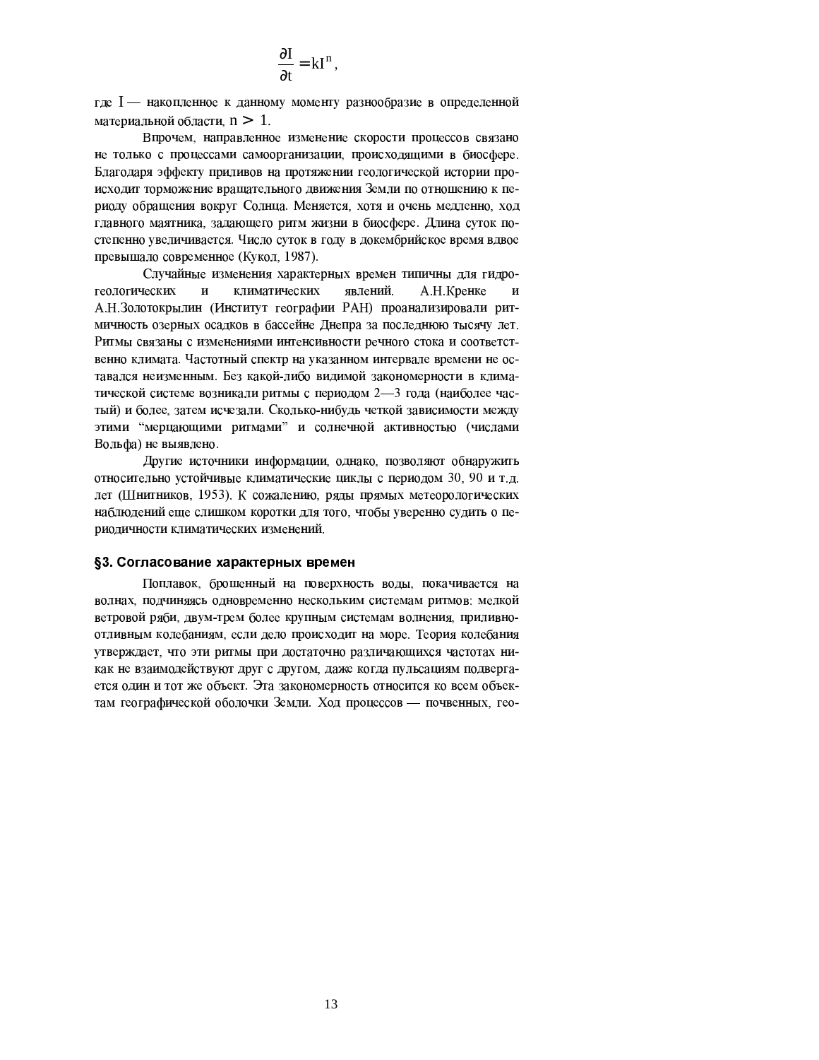$$\frac{\partial I}{\partial t} = kI^n,$$

где $I$ — накопленное к данному моменту разнообразие в определенной материальной области, $n > 1$.

Впрочем, направленное изменение скорости процессов связано не только с процессами самоорганизации, происходящими в биосфере. Благодаря эффекту приливов на протяжении геологической истории происходит торможение вращательного движения Земли по отношению к периоду обращения вокруг Солнца. Меняется, хотя и очень медленно, ход главного маятника, задающего ритм жизни в биосфере. Длина суток постепенно увеличивается. Число суток в году в докембрийское время вдвое превышало современное (Кукол, 1987).

Случайные изменения характерных времен типичны для гидрогеологических и климатических явлений. А.Н.Кренке и А.Н.Золотокрылин (Институт географии РАН) проанализировали ритмичность озерных осадков в бассейне Днепра за последнюю тысячу лет. Ритмы связаны с изменениями интенсивности речного стока и соответственно климата. Частотный спектр на указанном интервале времени не оставался неизменным. Без какой-либо видимой закономерности в климатической системе возникали ритмы с периодом 2—3 года (наиболее частый) и более, затем исчезали. Сколько-нибудь четкой зависимости между этими "мерцающими ритмами" и солнечной активностью (числами Вольфа) не выявлено.

Другие источники информации, однако, позволяют обнаружить относительно устойчивые климатические циклы с периодом 30, 90 и т.д. лет (Шнитников, 1953). К сожалению, ряды прямых метеорологических наблюдений еще слишком коротки для того, чтобы уверенно судить о периодичности климатических изменений.

## §3. Согласование характерных времен

Поплавок, брошенный на поверхность воды, покачивается на волнах, подчиняясь одновременно нескольким системам ритмов: мелкой ветровой ряби, двум-трем более крупным системам волнения, приливно-отливным колебаниям, если дело происходит на море. Теория колебания утверждает, что эти ритмы при достаточно различающихся частотах никак не взаимодействуют друг с другом, даже когда пульсациям подвергается один и тот же объект. Эта закономерность относится ко всем объектам географической оболочки Земли. Ход процессов — почвенных, гео-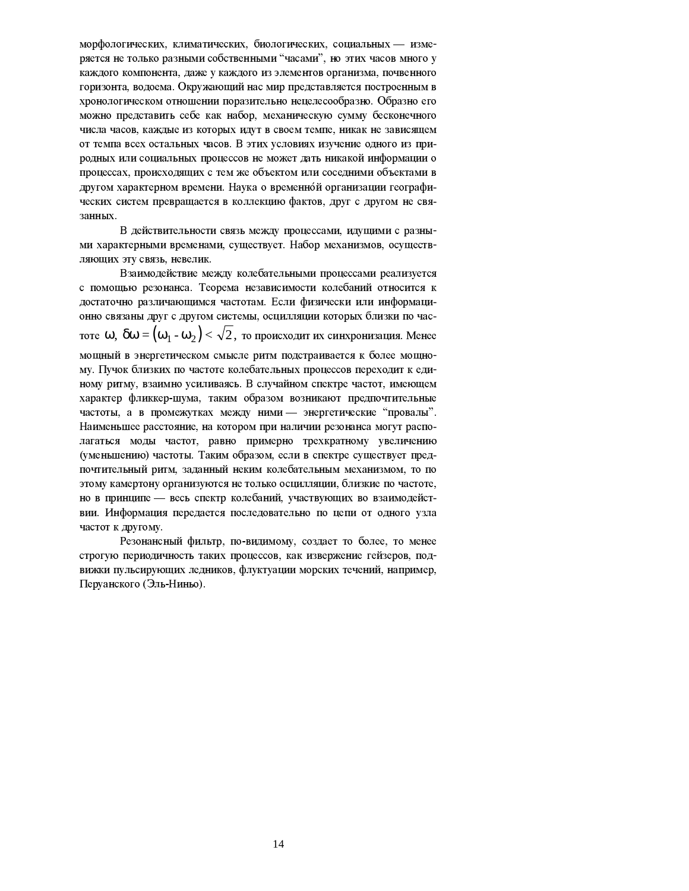морфологических, климатических, биологических, социальных — измеряется не только разными собственными "часами", но этих часов много у каждого компонента, даже у каждого из элементов организма, почвенного горизонта, водоема. Окружающий нас мир представляется построенным в хронологическом отношении поразительно нецелесообразно. Образно его можно представить себе как набор, механическую сумму бесконечного числа часов, каждые из которых идут в своем темпе, никак не зависящем от темпа всех остальных часов. В этих условиях изучение одного из природных или социальных процессов не может дать никакой информации о процессах, происходящих с тем же объектом или соседними объектами в другом характерном времени. Наука о временно́й организации географических систем превращается в коллекцию фактов, друг с другом не связанных.

В действительности связь между процессами, идущими с разными характерными временами, существует. Набор механизмов, осуществляющих эту связь, невелик.

Взаимодействие между колебательными процессами реализуется с помощью резонанса. Теорема независимости колебаний относится к достаточно различающимся частотам. Если физически или информационно связаны друг с другом системы, осцилляции которых близки по частоте $\omega$, $\delta\omega = (\omega_1 - \omega_2) < \sqrt{2}$, то происходит их синхронизация. Менее мощный в энергетическом смысле ритм подстраивается к более мощному. Пучок близких по частоте колебательных процессов переходит к единому ритму, взаимно усиливаясь. В случайном спектре частот, имеющем характер фликкер-шума, таким образом возникают предпочтительные частоты, а в промежутках между ними — энергетические "провалы". Наименьшее расстояние, на котором при наличии резонанса могут располагаться моды частот, равно примерно трехкратному увеличению (уменьшению) частоты. Таким образом, если в спектре существует предпочтительный ритм, заданный неким колебательным механизмом, то по этому камертону организуются не только осцилляции, близкие по частоте, но в принципе — весь спектр колебаний, участвующих во взаимодействии. Информация передается последовательно по цепи от одного узла частот к другому.

Резонансный фильтр, по-видимому, создает то более, то менее строгую периодичность таких процессов, как извержение гейзеров, подвижки пульсирующих ледников, флуктуации морских течений, например, Перуанского (Эль-Ниньо).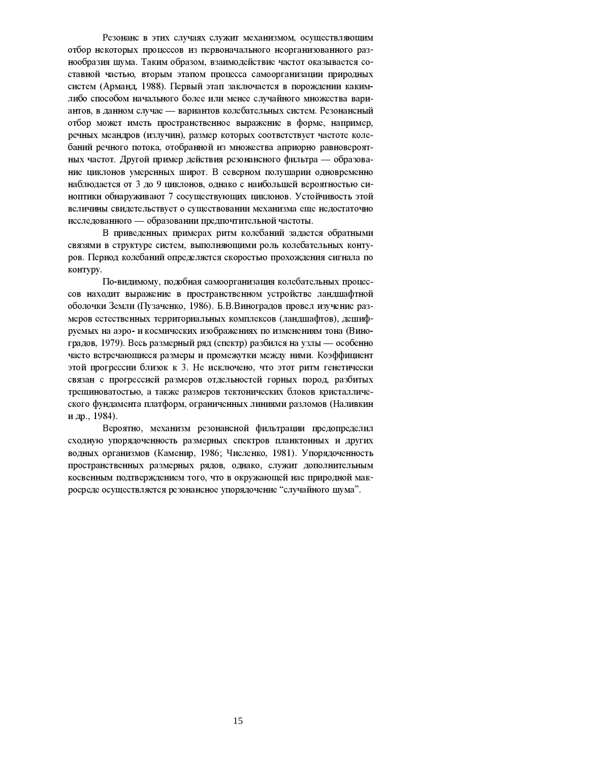Резонанс в этих случаях служит механизмом, осуществляющим отбор некоторых процессов из первоначального неорганизованного разнообразия шума. Таким образом, взаимодействие частот оказывается составной частью, вторым этапом процесса самоорганизации природных систем (Арманд, 1988). Первый этап заключается в порождении каким-либо способом начального более или менее случайного множества вариантов, в данном случае — вариантов колебательных систем. Резонансный отбор может иметь пространственное выражение в форме, например, речных меандров (излучин), размер которых соответствует частоте колебаний речного потока, отобранной из множества априорно равновероятных частот. Другой пример действия резонансного фильтра — образование циклонов умеренных широт. В северном полушарии одновременно наблюдается от 3 до 9 циклонов, однако с наибольшей вероятностью синоптики обнаруживают 7 сосуществующих циклонов. Устойчивость этой величины свидетельствует о существовании механизма еще недостаточно исследованного — образовании предпочтительной частоты.

В приведенных примерах ритм колебаний задается обратными связями в структуре систем, выполняющими роль колебательных контуров. Период колебаний определяется скоростью прохождения сигнала по контуру.

По-видимому, подобная самоорганизация колебательных процессов находит выражение в пространственном устройстве ландшафтной оболочки Земли (Пузаченко, 1986). Б.В.Виноградов провел изучение размеров естественных территориальных комплексов (ландшафтов), дешифруемых на аэро- и космических изображениях по изменениям тона (Виноградов, 1979). Весь размерный ряд (спектр) разбился на узлы — особенно часто встречающиеся размеры и промежутки между ними. Коэффициент этой прогрессии близок к 3. Не исключено, что этот ритм генетически связан с прогрессией размеров отдельностей горных пород, разбитых трещиноватостью, а также размеров тектонических блоков кристаллического фундамента платформ, ограниченных линиями разломов (Наливкин и др., 1984).

Вероятно, механизм резонансной фильтрации предопределил сходную упорядоченность размерных спектров планктонных и других водных организмов (Каменир, 1986; Численко, 1981). Упорядоченность пространственных размерных рядов, однако, служит дополнительным косвенным подтверждением того, что в окружающей нас природной макросреде осуществляется резонансное упорядочение “случайного шума”.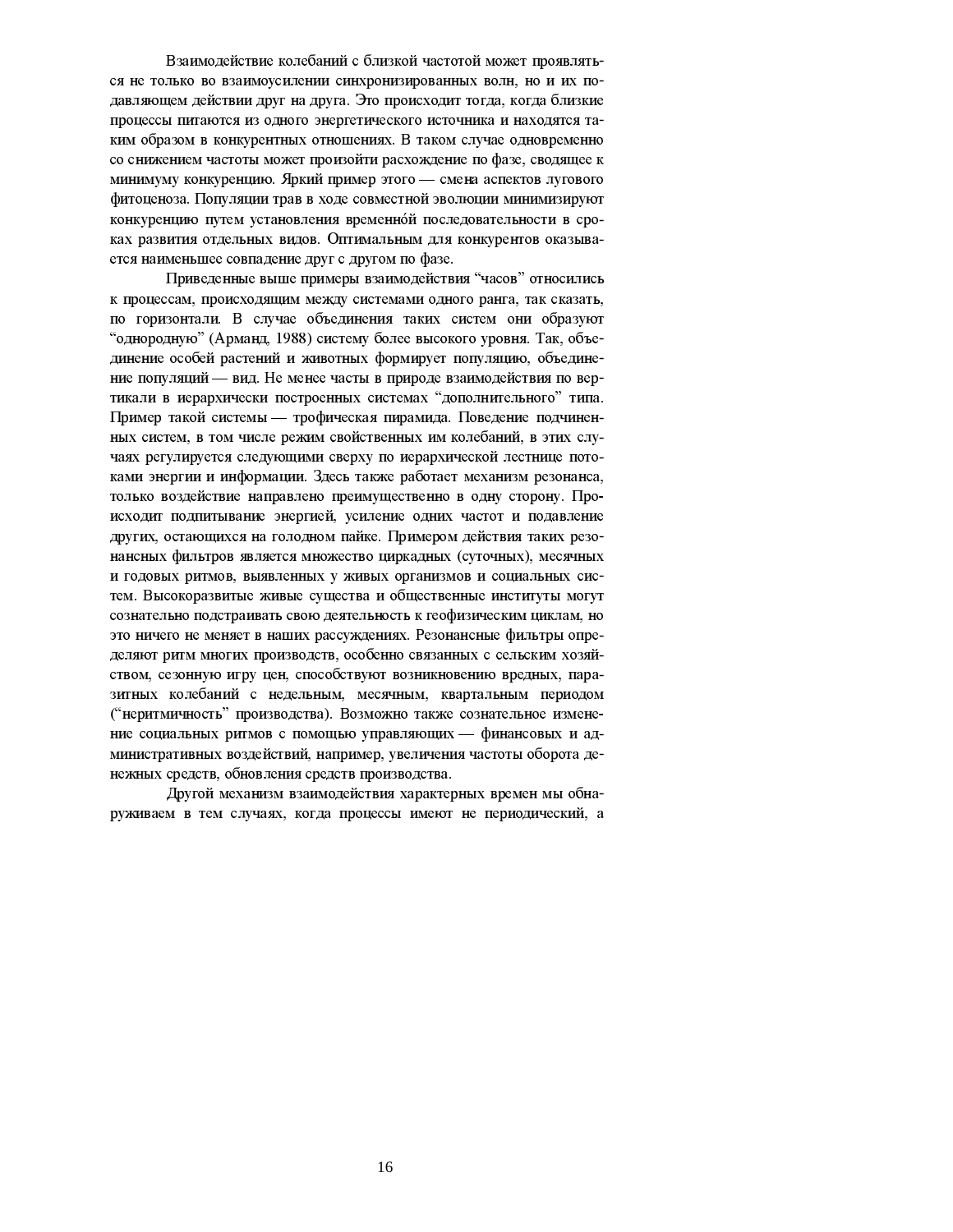Взаимодействие колебаний с близкой частотой может проявляться не только во взаимоусилении синхронизированных волн, но и их подавляющем действии друг на друга. Это происходит тогда, когда близкие процессы питаются из одного энергетического источника и находятся таким образом в конкурентных отношениях. В таком случае одновременно со снижением частоты может произойти расхождение по фазе, сводящее к минимуму конкуренцию. Яркий пример этого — смена аспектов лугового фитоценоза. Популяции трав в ходе совместной эволюции минимизируют конкуренцию путем установления временнóй последовательности в сроках развития отдельных видов. Оптимальным для конкурентов оказывается наименьшее совпадение друг с другом по фазе.

Приведенные выше примеры взаимодействия “часов” относились к процессам, происходящим между системами одного ранга, так сказать, по горизонтали. В случае объединения таких систем они образуют “однородную” (Арманд, 1988) систему более высокого уровня. Так, объединение особей растений и животных формирует популяцию, объединение популяций — вид. Не менее часты в природе взаимодействия по вертикали в иерархически построенных системах “дополнительного” типа. Пример такой системы — трофическая пирамида. Поведение подчиненных систем, в том числе режим свойственных им колебаний, в этих случаях регулируется следующими сверху по иерархической лестнице потоками энергии и информации. Здесь также работает механизм резонанса, только воздействие направлено преимущественно в одну сторону. Происходит подпитывание энергией, усиление одних частот и подавление других, остающихся на голодном пайке. Примером действия таких резонансных фильтров является множество циркадных (суточных), месячных и годовых ритмов, выявленных у живых организмов и социальных систем. Высокоразвитые живые существа и общественные институты могут сознательно подстраивать свою деятельность к геофизическим циклам, но это ничего не меняет в наших рассуждениях. Резонансные фильтры определяют ритм многих производств, особенно связанных с сельским хозяйством, сезонную игру цен, способствуют возникновению вредных, паразитных колебаний с недельным, месячным, квартальным периодом (“неритмичность” производства). Возможно также сознательное изменение социальных ритмов с помощью управляющих — финансовых и административных воздействий, например, увеличения частоты оборота денежных средств, обновления средств производства.

Другой механизм взаимодействия характерных времен мы обнаруживаем в тем случаях, когда процессы имеют не периодический, а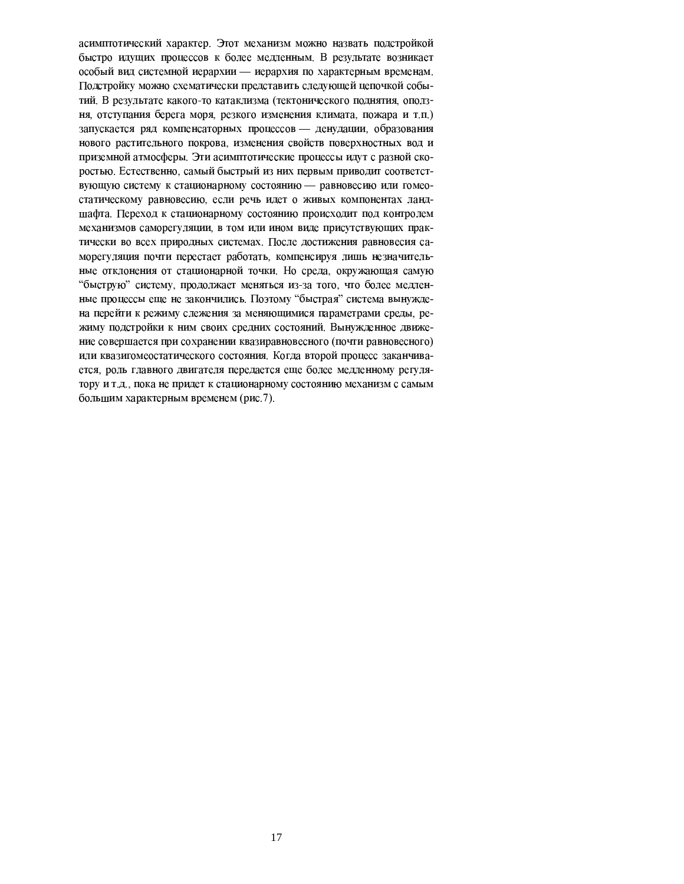асимптотический характер. Этот механизм можно назвать подстройкой быстро идущих процессов к более медленным. В результате возникает особый вид системной иерархии — иерархия по характерным временам. Подстройку можно схематически представить следующей цепочкой событий. В результате какого-то катаклизма (тектонического поднятия, оползня, отступания берега моря, резкого изменения климата, пожара и т.п.) запускается ряд компенсаторных процессов — денудации, образования нового растительного покрова, изменения свойств поверхностных вод и приземной атмосферы. Эти асимптотические процессы идут с разной скоростью. Естественно, самый быстрый из них первым приводит соответствующую систему к стационарному состоянию — равновесию или гомеостатическому равновесию, если речь идет о живых компонентах ландшафта. Переход к стационарному состоянию происходит под контролем механизмов саморегуляции, в том или ином виде присутствующих практически во всех природных системах. После достижения равновесия саморегуляция почти перестает работать, компенсируя лишь незначительные отклонения от стационарной точки. Но среда, окружающая самую "быструю" систему, продолжает меняться из-за того, что более медленные процессы еще не закончились. Поэтому "быстрая" система вынуждена перейти к режиму слежения за меняющимися параметрами среды, режиму подстройки к ним своих средних состояний. Вынужденное движение совершается при сохранении квазиравновесного (почти равновесного) или квазигомеостатического состояния. Когда второй процесс заканчивается, роль главного двигателя передается еще более медленному регулятору и т.д., пока не придет к стационарному состоянию механизм с самым большим характерным временем (рис.7).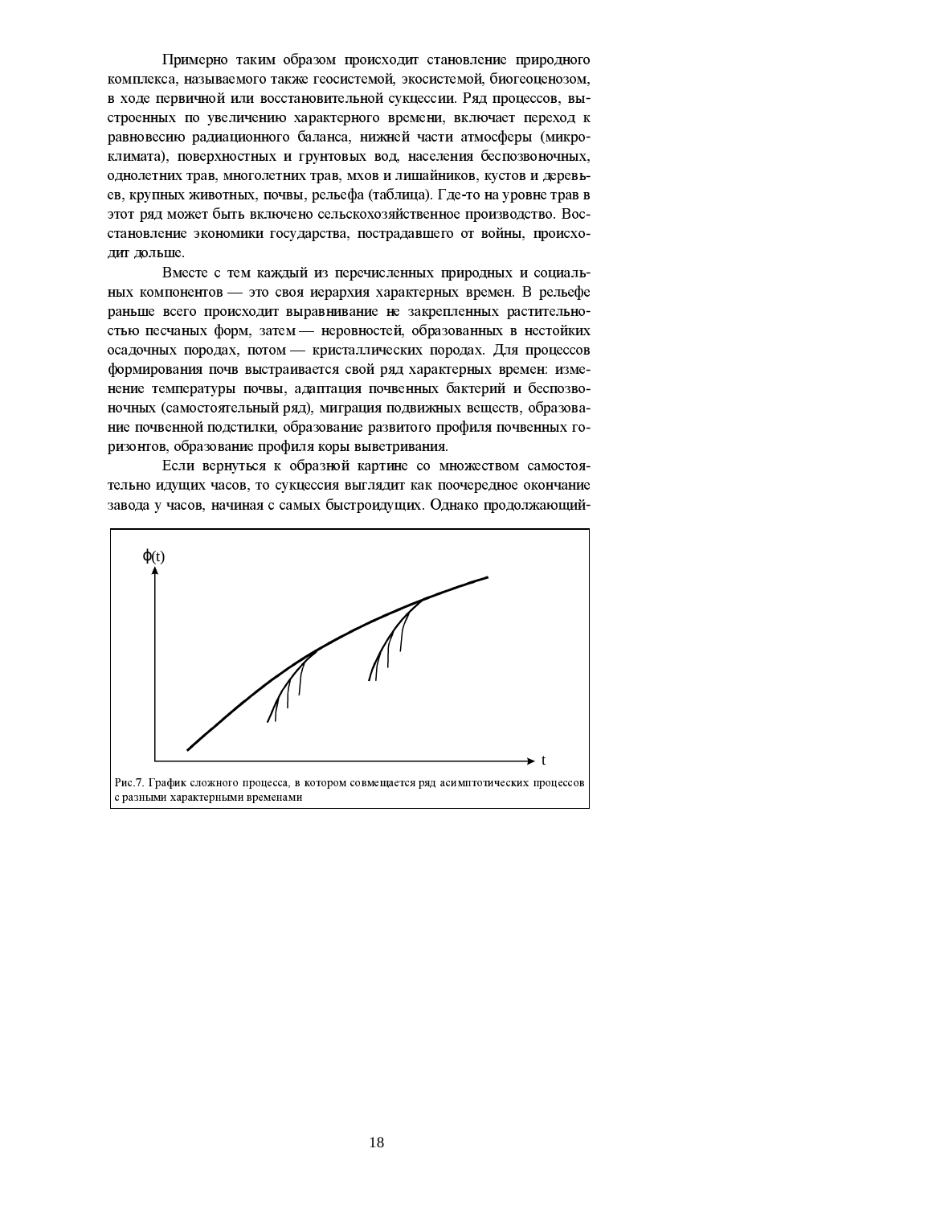Примерно таким образом происходит становление природного комплекса, называемого также геосистемой, экосистемой, биогеоценозом, в ходе первичной или восстановительной сукцессии. Ряд процессов, выстроенных по увеличению характерного времени, включает переход к равновесию радиационного баланса, нижней части атмосферы (микроклимата), поверхностных и грунтовых вод, населения беспозвоночных, однолетних трав, многолетних трав, мхов и лишайников, кустов и деревьев, крупных животных, почвы, рельефа (таблица). Где-то на уровне трав в этот ряд может быть включено сельскохозяйственное производство. Восстановление экономики государства, пострадавшего от войны, происходит дольше.

Вместе с тем каждый из перечисленных природных и социальных компонентов — это своя иерархия характерных времен. В рельефе раньше всего происходит выравнивание не закрепленных растительностью песчаных форм, затем — неровностей, образованных в нестойких осадочных породах, потом — кристаллических породах. Для процессов формирования почв выстраивается свой ряд характерных времен: изменение температуры почвы, адаптация почвенных бактерий и беспозвоночных (самостоятельный ряд), миграция подвижных веществ, образование почвенной подстилки, образование развитого профиля почвенных горизонтов, образование профиля коры выветривания.

Если вернуться к образной картине со множеством самостоятельно идущих часов, то сукцессия выглядит как поочередное окончание завода у часов, начиная с самых быстроидущих. Однако продолжающий-

Рис.7. График сложного процесса, в котором совмещается ряд асимптотических процессов с разными характерными временами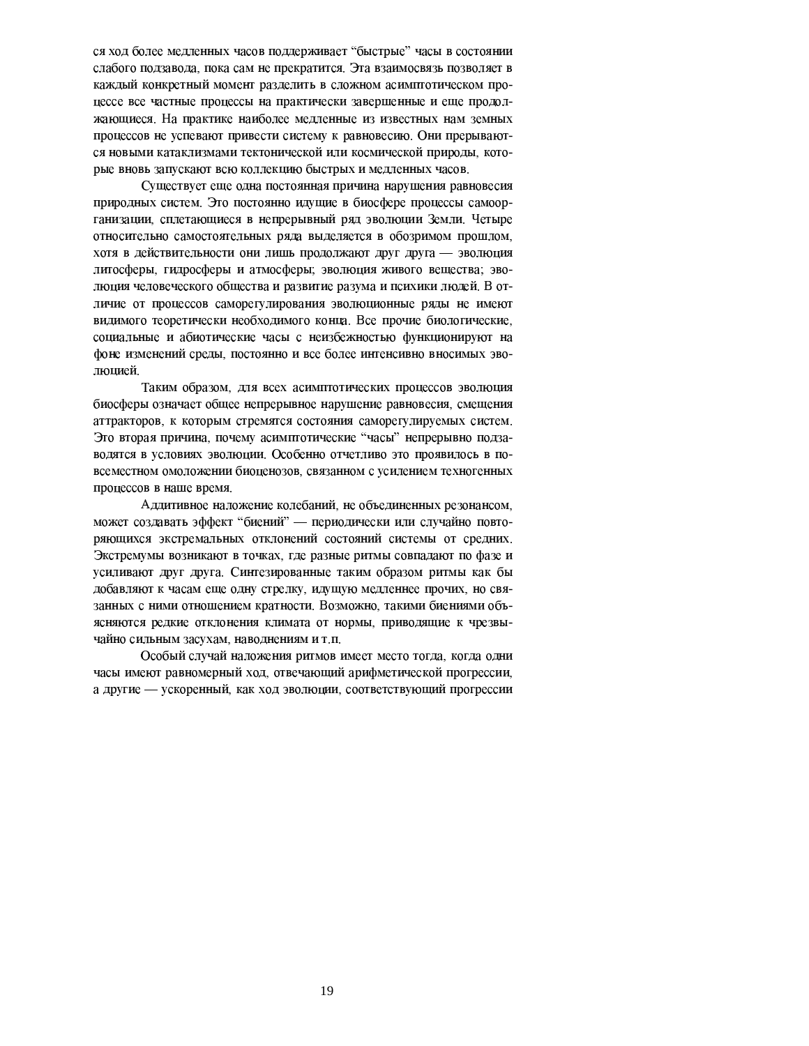ся ход более медленных часов поддерживает "быстрые" часы в состоянии слабого подзавода, пока сам не прекратится. Эта взаимосвязь позволяет в каждый конкретный момент разделить в сложном асимптотическом процессе все частные процессы на практически завершенные и еще продолжающиеся. На практике наиболее медленные из известных нам земных процессов не успевают привести систему к равновесию. Они прерываются новыми катаклизмами тектонической или космической природы, которые вновь запускают всю коллекцию быстрых и медленных часов.

Существует еще одна постоянная причина нарушения равновесия природных систем. Это постоянно идущие в биосфере процессы самоорганизации, сплетающиеся в непрерывный ряд эволюции Земли. Четыре относительно самостоятельных ряда выделяется в обозримом прошлом, хотя в действительности они лишь продолжают друг друга — эволюция литосферы, гидросферы и атмосферы; эволюция живого вещества; эволюция человеческого общества и развитие разума и психики людей. В отличие от процессов саморегулирования эволюционные ряды не имеют видимого теоретически необходимого конца. Все прочие биологические, социальные и абиотические часы с неизбежностью функционируют на фоне изменений среды, постоянно и все более интенсивно вносимых эволюцией.

Таким образом, для всех асимптотических процессов эволюция биосферы означает общее непрерывное нарушение равновесия, смещения аттракторов, к которым стремятся состояния саморегулируемых систем. Это вторая причина, почему асимптотические "часы" непрерывно подзаводятся в условиях эволюции. Особенно отчетливо это проявилось в повсеместном омоложении биоценозов, связанном с усилением техногенных процессов в наше время.

Аддитивное наложение колебаний, не объединенных резонансом, может создавать эффект "биений" — периодически или случайно повторяющихся экстремальных отклонений состояний системы от средних. Экстремумы возникают в точках, где разные ритмы совпадают по фазе и усиливают друг друга. Синтезированные таким образом ритмы как бы добавляют к часам еще одну стрелку, идущую медленнее прочих, но связанных с ними отношением кратности. Возможно, такими биениями объясняются редкие отклонения климата от нормы, приводящие к чрезвычайно сильным засухам, наводнениям и т.п.

Особый случай наложения ритмов имеет место тогда, когда одни часы имеют равномерный ход, отвечающий арифметической прогрессии, а другие — ускоренный, как ход эволюции, соответствующий прогрессии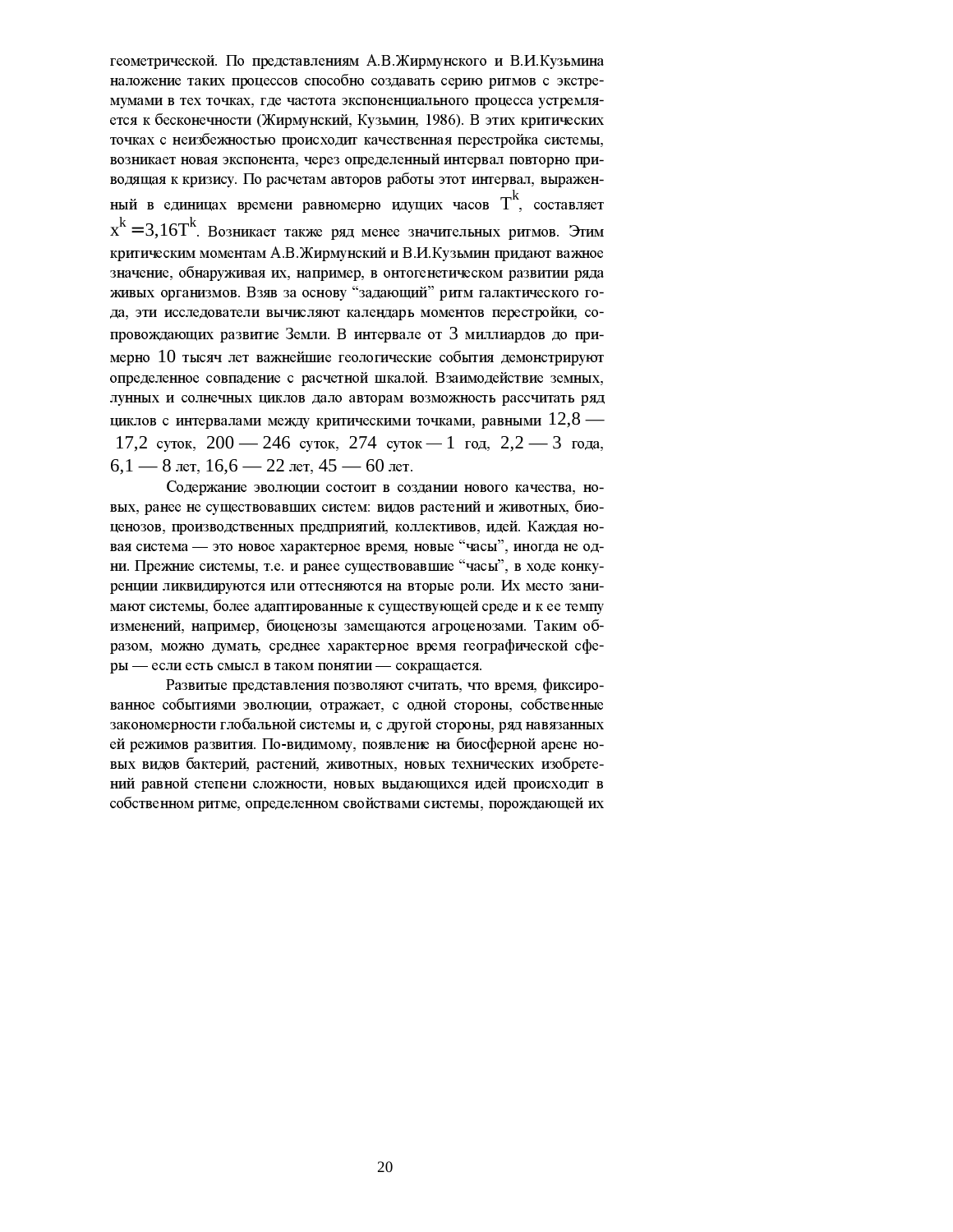геометрической. По представлениям А.В.Жирмунского и В.И.Кузьмина наложение таких процессов способно создавать серию ритмов с экстремумами в тех точках, где частота экспоненциального процесса устремляется к бесконечности (Жирмунский, Кузьмин, 1986). В этих критических точках с неизбежностью происходит качественная перестройка системы, возникает новая экспонента, через определенный интервал повторно приводящая к кризису. По расчетам авторов работы этот интервал, выраженный в единицах времени равномерно идущих часов $T^k$, составляет $x^k = 3{,}16T^k$. Возникает также ряд менее значительных ритмов. Этим критическим моментам А.В.Жирмунский и В.И.Кузьмин придают важное значение, обнаруживая их, например, в онтогенетическом развитии ряда живых организмов. Взяв за основу "задающий" ритм галактического года, эти исследователи вычисляют календарь моментов перестройки, сопровождающих развитие Земли. В интервале от 3 миллиардов до примерно 10 тысяч лет важнейшие геологические события демонстрируют определенное совпадение с расчетной шкалой. Взаимодействие земных, лунных и солнечных циклов дало авторам возможность рассчитать ряд циклов с интервалами между критическими точками, равными 12,8 — 17,2 суток, 200 — 246 суток, 274 суток — 1 год, 2,2 — 3 года, 6,1 — 8 лет, 16,6 — 22 лет, 45 — 60 лет.

Содержание эволюции состоит в создании нового качества, новых, ранее не существовавших систем: видов растений и животных, биоценозов, производственных предприятий, коллективов, идей. Каждая новая система — это новое характерное время, новые "часы", иногда не одни. Прежние системы, т.е. и ранее существовавшие "часы", в ходе конкуренции ликвидируются или оттесняются на вторые роли. Их место занимают системы, более адаптированные к существующей среде и к ее темпу изменений, например, биоценозы замещаются агроценозами. Таким образом, можно думать, среднее характерное время географической сферы — если есть смысл в таком понятии — сокращается.

Развитые представления позволяют считать, что время, фиксированное событиями эволюции, отражает, с одной стороны, собственные закономерности глобальной системы и, с другой стороны, ряд навязанных ей режимов развития. По-видимому, появление на биосферной арене новых видов бактерий, растений, животных, новых технических изобретений равной степени сложности, новых выдающихся идей происходит в собственном ритме, определенном свойствами системы, порождающей их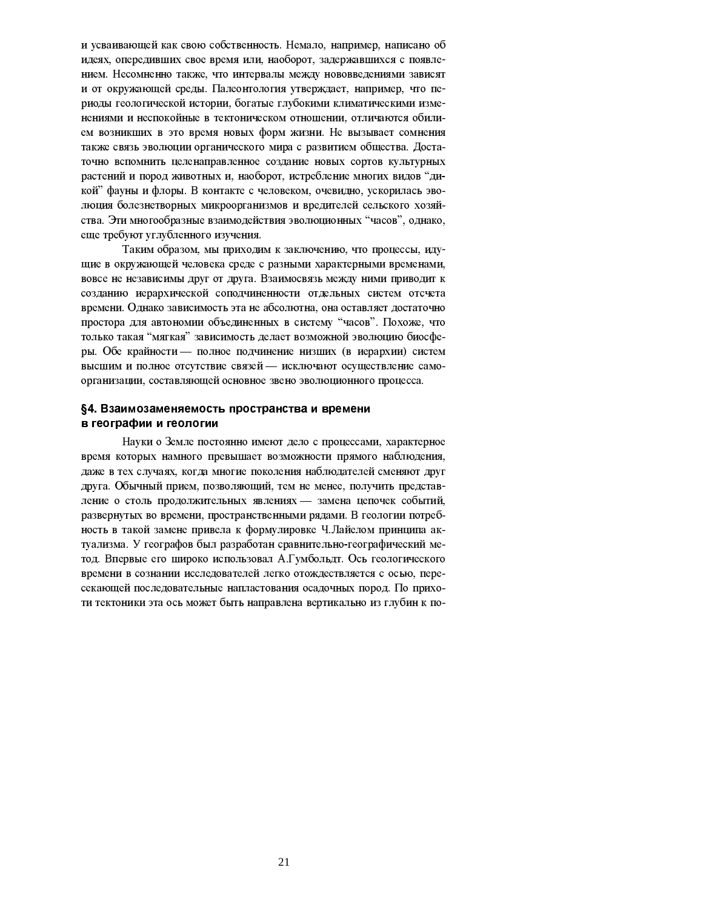и усваивающей как свою собственность. Немало, например, написано об идеях, опередивших свое время или, наоборот, задержавшихся с появлением. Несомненно также, что интервалы между нововведениями зависят и от окружающей среды. Палеонтология утверждает, например, что периоды геологической истории, богатые глубокими климатическими изменениями и неспокойные в тектоническом отношении, отличаются обилием возникших в это время новых форм жизни. Не вызывает сомнения также связь эволюции органического мира с развитием общества. Достаточно вспомнить целенаправленное создание новых сортов культурных растений и пород животных и, наоборот, истребление многих видов "дикой" фауны и флоры. В контакте с человеком, очевидно, ускорилась эволюция болезнетворных микроорганизмов и вредителей сельского хозяйства. Эти многообразные взаимодействия эволюционных "часов", однако, еще требуют углубленного изучения.

Таким образом, мы приходим к заключению, что процессы, идущие в окружающей человека среде с разными характерными временами, вовсе не независимы друг от друга. Взаимосвязь между ними приводит к созданию иерархической соподчиненности отдельных систем отсчета времени. Однако зависимость эта не абсолютна, она оставляет достаточно простора для автономии объединенных в систему "часов". Похоже, что только такая "мягкая" зависимость делает возможной эволюцию биосферы. Обе крайности — полное подчинение низших (в иерархии) систем высшим и полное отсутствие связей — исключают осуществление самоорганизации, составляющей основное звено эволюционного процесса.

### §4. Взаимозаменяемость пространства и времени в географии и геологии

Науки о Земле постоянно имеют дело с процессами, характерное время которых намного превышает возможности прямого наблюдения, даже в тех случаях, когда многие поколения наблюдателей сменяют друг друга. Обычный прием, позволяющий, тем не менее, получить представление о столь продолжительных явлениях — замена цепочек событий, развернутых во времени, пространственными рядами. В геологии потребность в такой замене привела к формулировке Ч.Лайелом принципа актуализма. У географов был разработан сравнительно-географический метод. Впервые его широко использовал А.Гумбольдт. Ось геологического времени в сознании исследователей легко отождествляется с осью, пересекающей последовательные напластования осадочных пород. По прихоти тектоники эта ось может быть направлена вертикально из глубин к по-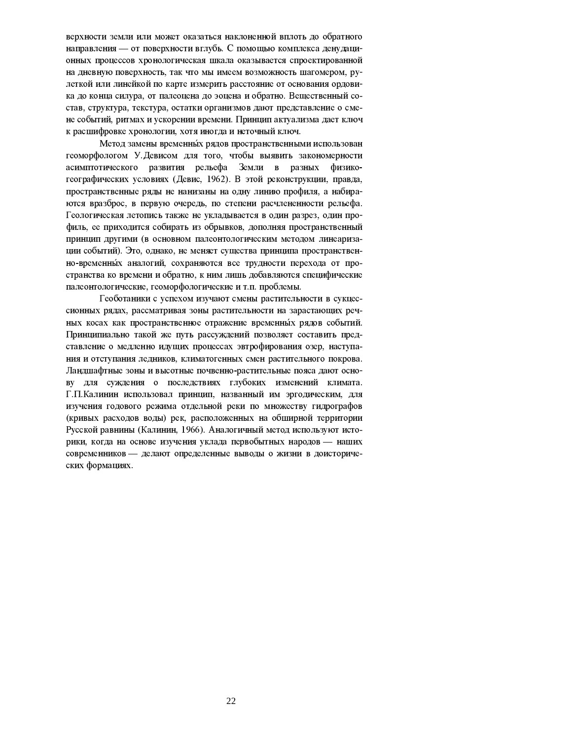верхности земли или может оказаться наклоненной вплоть до обратного направления — от поверхности вглубь. С помощью комплекса денудационных процессов хронологическая шкала оказывается спроектированной на дневную поверхность, так что мы имеем возможность шагомером, рулеткой или линейкой по карте измерить расстояние от основания ордовика до конца силура, от палеоцена до эоцена и обратно. Вещественный состав, структура, текстура, остатки организмов дают представление о смене событий, ритмах и ускорении времени. Принцип актуализма дает ключ к расшифровке хронологии, хотя иногда и неточный ключ.

Метод замены временны́х рядов пространственными использован геоморфологом У.Девисом для того, чтобы выявить закономерности асимптотического развития рельефа Земли в разных физико-географических условиях (Девис, 1962). В этой реконструкции, правда, пространственные ряды не нанизаны на одну линию профиля, а набираются вразброс, в первую очередь, по степени расчлененности рельефа. Геологическая летопись также не укладывается в один разрез, один профиль, ее приходится собирать из обрывков, дополняя пространственный принцип другими (в основном палеонтологическим методом линеаризации событий). Это, однако, не меняет существа принципа пространственно-временны́х аналогий, сохраняются все трудности перехода от пространства ко времени и обратно, к ним лишь добавляются специфические палеонтологические, геоморфологические и т.п. проблемы.

Геоботаники с успехом изучают смены растительности в сукцессионных рядах, рассматривая зоны растительности на зарастающих речных косах как пространственное отражение временны́х рядов событий. Принципиально такой же путь рассуждений позволяет составить представление о медленно идущих процессах эвтрофирования озер, наступания и отступания ледников, климатогенных смен растительного покрова. Ландшафтные зоны и высотные почвенно-растительные пояса дают основу для суждения о последствиях глубоких изменений климата. Г.П.Калинин использовал принцип, названный им эргодическим, для изучения годового режима отдельной реки по множеству гидрографов (кривых расходов воды) рек, расположенных на обширной территории Русской равнины (Калинин, 1966). Аналогичный метод используют историки, когда на основе изучения уклада первобытных народов — наших современников — делают определенные выводы о жизни в доисторических формациях.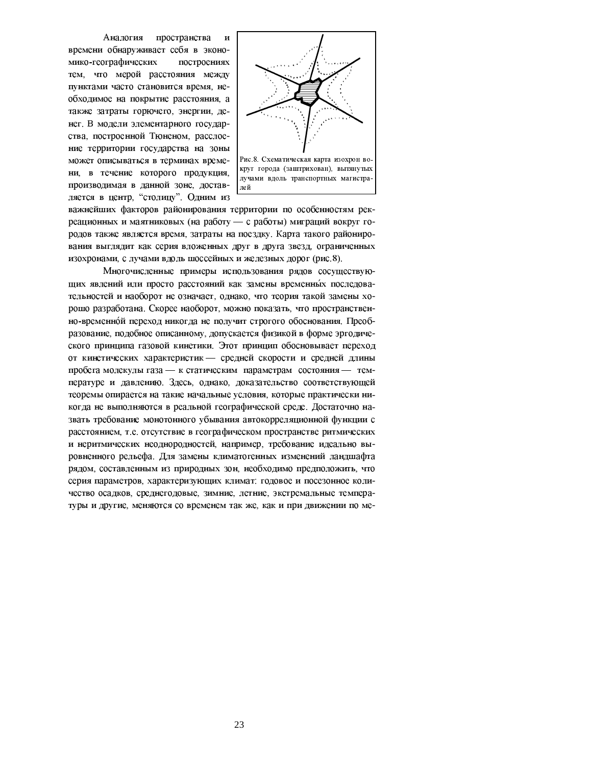Аналогия пространства и времени обнаруживает себя в экономико-географических построениях тем, что мерой расстояния между пунктами часто становится время, необходимое на покрытие расстояния, а также затраты горючего, энергии, денег. В модели элементарного государства, построенной Тюненом, расслоение территории государства на зоны может описываться в терминах времени, в течение которого продукция, производимая в данной зоне, доставляется в центр, "столицу". Одним из важнейших факторов районирования территории по особенностям рекреационных и маятниковых (на работу — с работы) миграций вокруг городов также является время, затраты на поездку. Карта такого районирования выглядит как серия вложенных друг в друга звезд, ограниченных изохронами, с лучами вдоль шоссейных и железных дорог (рис.8).

Рис.8. Схематическая карта изохрон вокруг города (заштрихован), вытянутых лучами вдоль транспортных магистралей

Многочисленные примеры использования рядов сосуществующих явлений или просто расстояний как замены временны́х последовательностей и наоборот не означает, однако, что теория такой замены хорошо разработана. Скорее наоборот, можно показать, что пространственно-временно́й переход никогда не получит строгого обоснования. Преобразование, подобное описанному, допускается физикой в форме эргодического принципа газовой кинетики. Этот принцип обосновывает переход от кинетических характеристик — средней скорости и средней длины пробега молекулы газа — к статическим параметрам состояния — температуре и давлению. Здесь, однако, доказательство соответствующей теоремы опирается на такие начальные условия, которые практически никогда не выполняются в реальной географической среде. Достаточно назвать требование монотонного убывания автокорреляционной функции с расстоянием, т.е. отсутствие в географическом пространстве ритмических и неритмических неоднородностей, например, требование идеально выровненного рельефа. Для замены климатогенных изменений ландшафта рядом, составленным из природных зон, необходимо предположить, что серия параметров, характеризующих климат: годовое и посезонное количество осадков, среднегодовые, зимние, летние, экстремальные температуры и другие, меняются со временем так же, как и при движении по ме-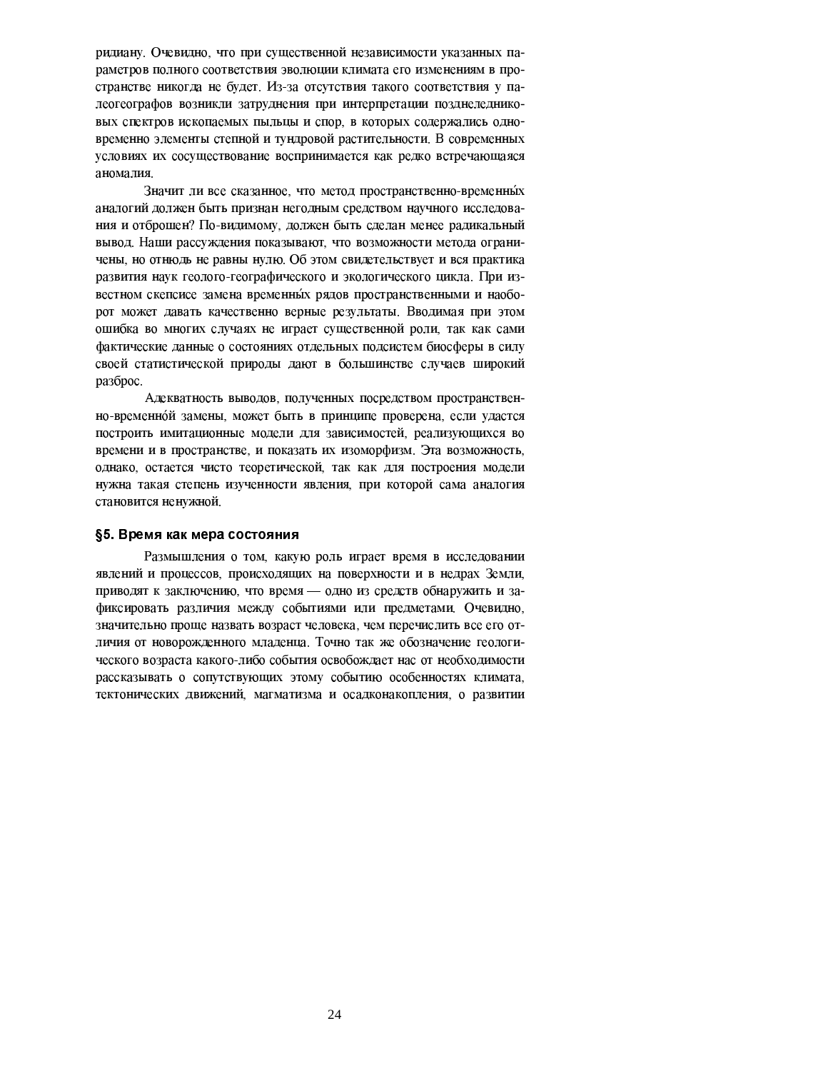ридиану. Очевидно, что при существенной независимости указанных параметров полного соответствия эволюции климата его изменениям в пространстве никогда не будет. Из-за отсутствия такого соответствия у палеогеографов возникли затруднения при интерпретации позднеледниковых спектров ископаемых пыльцы и спор, в которых содержались одновременно элементы степной и тундровой растительности. В современных условиях их сосуществование воспринимается как редко встречающаяся аномалия.

Значит ли все сказанное, что метод пространственно-временны́х аналогий должен быть признан негодным средством научного исследования и отброшен? По-видимому, должен быть сделан менее радикальный вывод. Наши рассуждения показывают, что возможности метода ограничены, но отнюдь не равны нулю. Об этом свидетельствует и вся практика развития наук геолого-географического и экологического цикла. При известном скепсисе замена временны́х рядов пространственными и наоборот может давать качественно верные результаты. Вводимая при этом ошибка во многих случаях не играет существенной роли, так как сами фактические данные о состояниях отдельных подсистем биосферы в силу своей статистической природы дают в большинстве случаев широкий разброс.

Адекватность выводов, полученных посредством пространственно-временно́й замены, может быть в принципе проверена, если удастся построить имитационные модели для зависимостей, реализующихся во времени и в пространстве, и показать их изоморфизм. Эта возможность, однако, остается чисто теоретической, так как для построения модели нужна такая степень изученности явления, при которой сама аналогия становится ненужной.

## §5. Время как мера состояния

Размышления о том, какую роль играет время в исследовании явлений и процессов, происходящих на поверхности и в недрах Земли, приводят к заключению, что время — одно из средств обнаружить и зафиксировать различия между событиями или предметами. Очевидно, значительно проще назвать возраст человека, чем перечислить все его отличия от новорожденного младенца. Точно так же обозначение геологического возраста какого-либо события освобождает нас от необходимости рассказывать о сопутствующих этому событию особенностях климата, тектонических движений, магматизма и осадконакопления, о развитии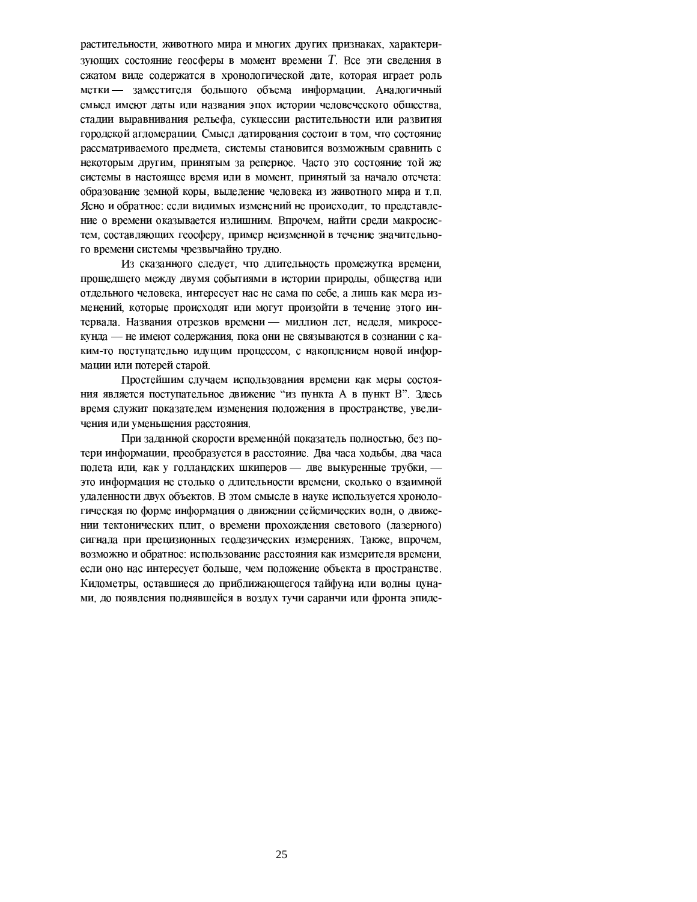растительности, животного мира и многих других признаках, характеризующих состояние геосферы в момент времени $T$. Все эти сведения в сжатом виде содержатся в хронологической дате, которая играет роль метки — заместителя большого объема информации. Аналогичный смысл имеют даты или названия эпох истории человеческого общества, стадии выравнивания рельефа, сукцессии растительности или развития городской агломерации. Смысл датирования состоит в том, что состояние рассматриваемого предмета, системы становится возможным сравнить с некоторым другим, принятым за реперное. Часто это состояние той же системы в настоящее время или в момент, принятый за начало отсчета: образование земной коры, выделение человека из животного мира и т. п. Ясно и обратное: если видимых изменений не происходит, то представление о времени оказывается излишним. Впрочем, найти среди макросистем, составляющих геосферу, пример неизменной в течение значительного времени системы чрезвычайно трудно.

Из сказанного следует, что длительность промежутка времени, прошедшего между двумя событиями в истории природы, общества или отдельного человека, интересует нас не сама по себе, а лишь как мера изменений, которые происходят или могут произойти в течение этого интервала. Названия отрезков времени — миллион лет, неделя, микросекунда — не имеют содержания, пока они не связываются в сознании с каким-то поступательно идущим процессом, с накоплением новой информации или потерей старой.

Простейшим случаем использования времени как меры состояния является поступательное движение “из пункта А в пункт В”. Здесь время служит показателем изменения положения в пространстве, увеличения или уменьшения расстояния.

При заданной скорости временно́й показатель полностью, без потери информации, преобразуется в расстояние. Два часа ходьбы, два часа полета или, как у голландских шкиперов — две выкуренные трубки, — это информация не столько о длительности времени, сколько о взаимной удаленности двух объектов. В этом смысле в науке используется хронологическая по форме информация о движении сейсмических волн, о движении тектонических плит, о времени прохождения светового (лазерного) сигнала при прецизионных геодезических измерениях. Также, впрочем, возможно и обратное: использование расстояния как измерителя времени, если оно нас интересует больше, чем положение объекта в пространстве. Километры, оставшиеся до приближающегося тайфуна или волны цунами, до появления поднявшейся в воздух тучи саранчи или фронта эпиде-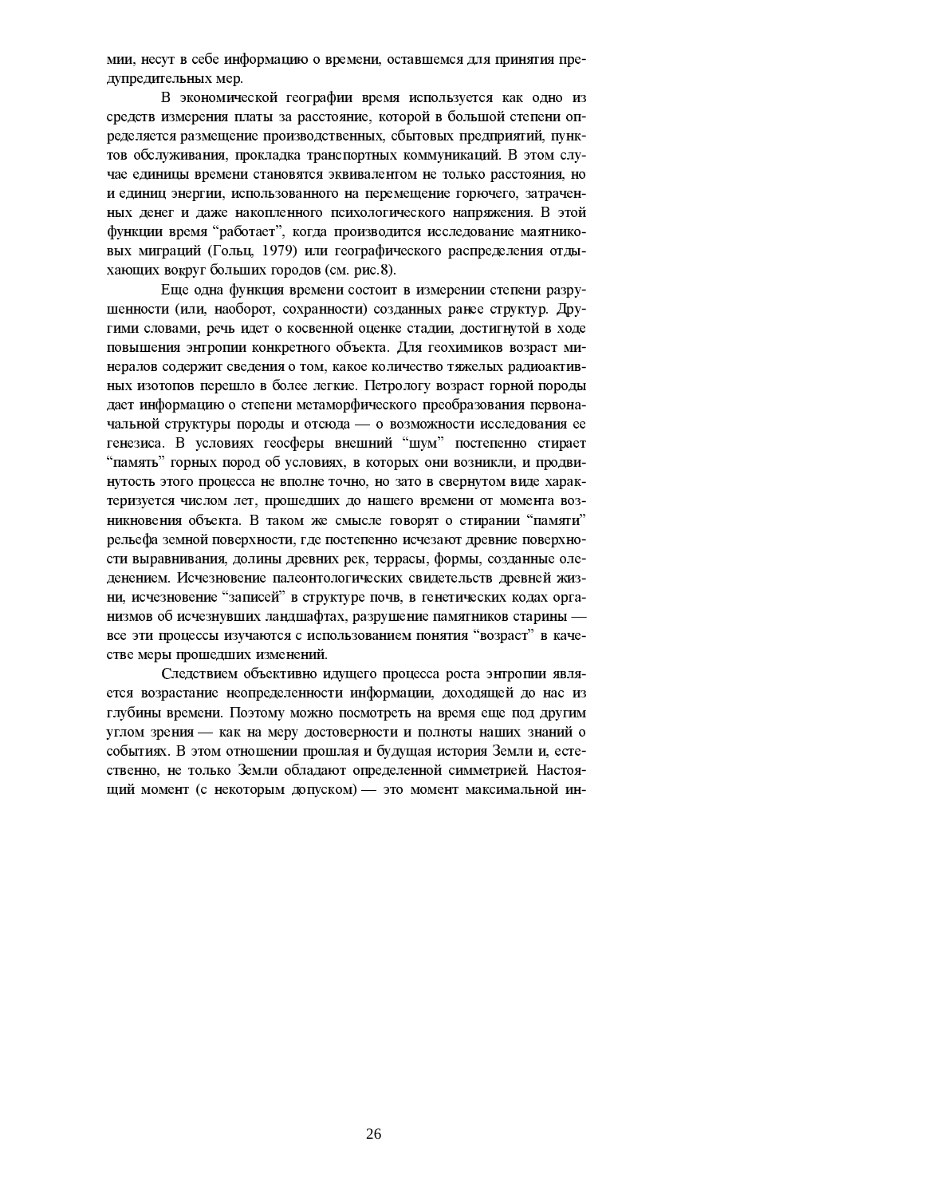мии, несут в себе информацию о времени, оставшемся для принятия предупредительных мер.

В экономической географии время используется как одно из средств измерения платы за расстояние, которой в большой степени определяется размещение производственных, сбытовых предприятий, пунктов обслуживания, прокладка транспортных коммуникаций. В этом случае единицы времени становятся эквивалентом не только расстояния, но и единиц энергии, использованного на перемещение горючего, затраченных денег и даже накопленного психологического напряжения. В этой функции время "работает", когда производится исследование маятниковых миграций (Гольц, 1979) или географического распределения отдыхающих вокруг больших городов (см. рис.8).

Еще одна функция времени состоит в измерении степени разрушенности (или, наоборот, сохранности) созданных ранее структур. Другими словами, речь идет о косвенной оценке стадии, достигнутой в ходе повышения энтропии конкретного объекта. Для геохимиков возраст минералов содержит сведения о том, какое количество тяжелых радиоактивных изотопов перешло в более легкие. Петрологу возраст горной породы дает информацию о степени метаморфического преобразования первоначальной структуры породы и отсюда — о возможности исследования ее генезиса. В условиях геосферы внешний "шум" постепенно стирает "память" горных пород об условиях, в которых они возникли, и продвинутость этого процесса не вполне точно, но зато в свернутом виде характеризуется числом лет, прошедших до нашего времени от момента возникновения объекта. В таком же смысле говорят о стирании "памяти" рельефа земной поверхности, где постепенно исчезают древние поверхности выравнивания, долины древних рек, террасы, формы, созданные оледенением. Исчезновение палеонтологических свидетельств древней жизни, исчезновение "записей" в структуре почв, в генетических кодах организмов об исчезнувших ландшафтах, разрушение памятников старины — все эти процессы изучаются с использованием понятия "возраст" в качестве меры прошедших изменений.

Следствием объективно идущего процесса роста энтропии является возрастание неопределенности информации, доходящей до нас из глубины времени. Поэтому можно посмотреть на время еще под другим углом зрения — как на меру достоверности и полноты наших знаний о событиях. В этом отношении прошлая и будущая история Земли и, естественно, не только Земли обладают определенной симметрией. Настоящий момент (с некоторым допуском) — это момент максимальной ин-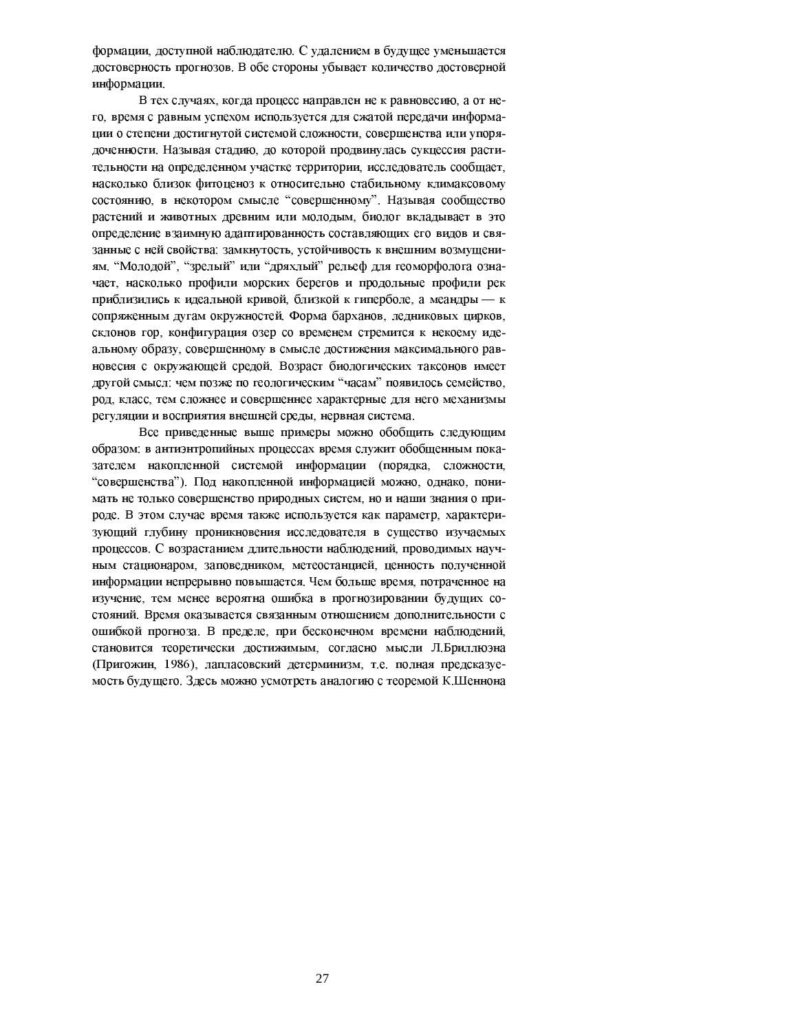формации, доступной наблюдателю. С удалением в будущее уменьшается достоверность прогнозов. В обе стороны убывает количество достоверной информации.

В тех случаях, когда процесс направлен не к равновесию, а от него, время с равным успехом используется для сжатой передачи информации о степени достигнутой системой сложности, совершенства или упорядоченности. Называя стадию, до которой продвинулась сукцессия растительности на определенном участке территории, исследователь сообщает, насколько близок фитоценоз к относительно стабильному климаксовому состоянию, в некотором смысле "совершенному". Называя сообщество растений и животных древним или молодым, биолог вкладывает в это определение взаимную адаптированность составляющих его видов и связанные с ней свойства: замкнутость, устойчивость к внешним возмущениям. "Молодой", "зрелый" или "дряхлый" рельеф для геоморфолога означает, насколько профили морских берегов и продольные профили рек приблизились к идеальной кривой, близкой к гиперболе, а меандры — к сопряженным дугам окружностей. Форма барханов, ледниковых цирков, склонов гор, конфигурация озер со временем стремится к некоему идеальному образу, совершенному в смысле достижения максимального равновесия с окружающей средой. Возраст биологических таксонов имеет другой смысл: чем позже по геологическим "часам" появилось семейство, род, класс, тем сложнее и совершеннее характерные для него механизмы регуляции и восприятия внешней среды, нервная система.

Все приведенные выше примеры можно обобщить следующим образом: в антиэнтропийных процессах время служит обобщенным показателем накопленной системой информации (порядка, сложности, "совершенства"). Под накопленной информацией можно, однако, понимать не только совершенство природных систем, но и наши знания о природе. В этом случае время также используется как параметр, характеризующий глубину проникновения исследователя в существо изучаемых процессов. С возрастанием длительности наблюдений, проводимых научным стационаром, заповедником, метеостанцией, ценность полученной информации непрерывно повышается. Чем больше время, потраченное на изучение, тем менее вероятна ошибка в прогнозировании будущих состояний. Время оказывается связанным отношением дополнительности с ошибкой прогноза. В пределе, при бесконечном времени наблюдений, становится теоретически достижимым, согласно мысли Л.Бриллюэна (Пригожин, 1986), лапласовский детерминизм, т.е. полная предсказуемость будущего. Здесь можно усмотреть аналогию с теоремой К.Шеннона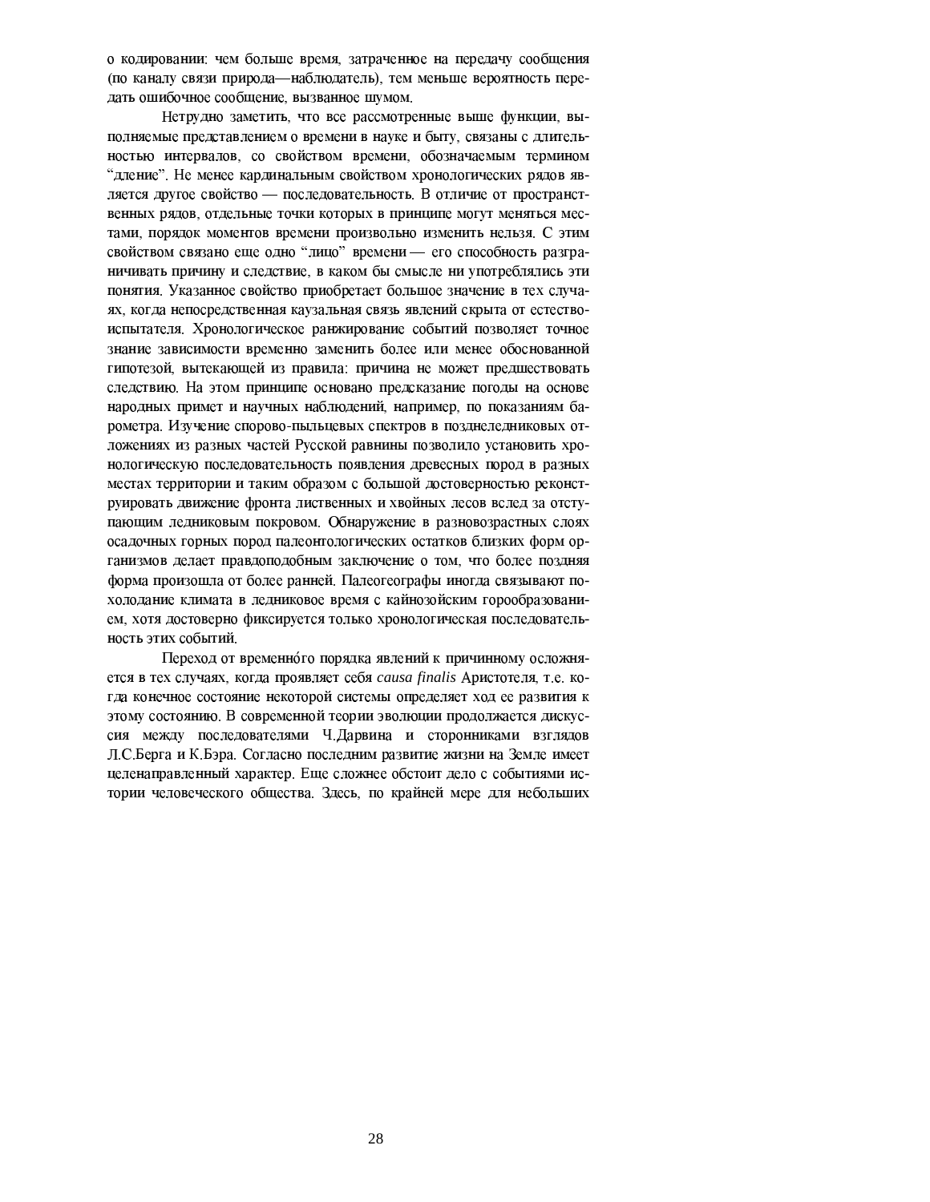о кодировании: чем больше время, затраченное на передачу сообщения (по каналу связи природа—наблюдатель), тем меньше вероятность передать ошибочное сообщение, вызванное шумом.

Нетрудно заметить, что все рассмотренные выше функции, выполняемые представлением о времени в науке и быту, связаны с длительностью интервалов, со свойством времени, обозначаемым термином “длеиие”. Не менее кардинальным свойством хронологических рядов является другое свойство — последовательность. В отличие от пространственных рядов, отдельные точки которых в принципе могут меняться местами, порядок моментов времени произвольно изменить нельзя. С этим свойством связано еще одно “лицо” времени — его способность разграничивать причину и следствие, в каком бы смысле ни употреблялись эти понятия. Указанное свойство приобретает большое значение в тех случаях, когда непосредственная каузальная связь явлений скрыта от естествоиспытателя. Хронологическое ранжирование событий позволяет точное знание зависимости временно заменить более или менее обоснованной гипотезой, вытекающей из правила: причина не может предшествовать следствию. На этом принципе основано предсказание погоды на основе народных примет и научных наблюдений, например, по показаниям барометра. Изучение спорово-пыльцевых спектров в позднеледниковых отложениях из разных частей Русской равнины позволило установить хронологическую последовательность появления древесных пород в разных местах территории и таким образом с большой достоверностью реконструировать движение фронта лиственных и хвойных лесов вслед за отступающим ледниковым покровом. Обнаружение в разновозрастных слоях осадочных горных пород палеонтологических остатков близких форм организмов делает правдоподобным заключение о том, что более поздняя форма произошла от более ранней. Палеогеографы иногда связывают похолодание климата в ледниковое время с кайнозойским горообразованием, хотя достоверно фиксируется только хронологическая последовательность этих событий.

Переход от временнóго порядка явлений к причинному осложняется в тех случаях, когда проявляет себя *causa finalis* Аристотеля, т.е. когда конечное состояние некоторой системы определяет ход ее развития к этому состоянию. В современной теории эволюции продолжается дискуссия между последователями Ч.Дарвина и сторонниками взглядов Л.С.Берга и К.Бэра. Согласно последним развитие жизни на Земле имеет целенаправленный характер. Еще сложнее обстоит дело с событиями истории человеческого общества. Здесь, по крайней мере для небольших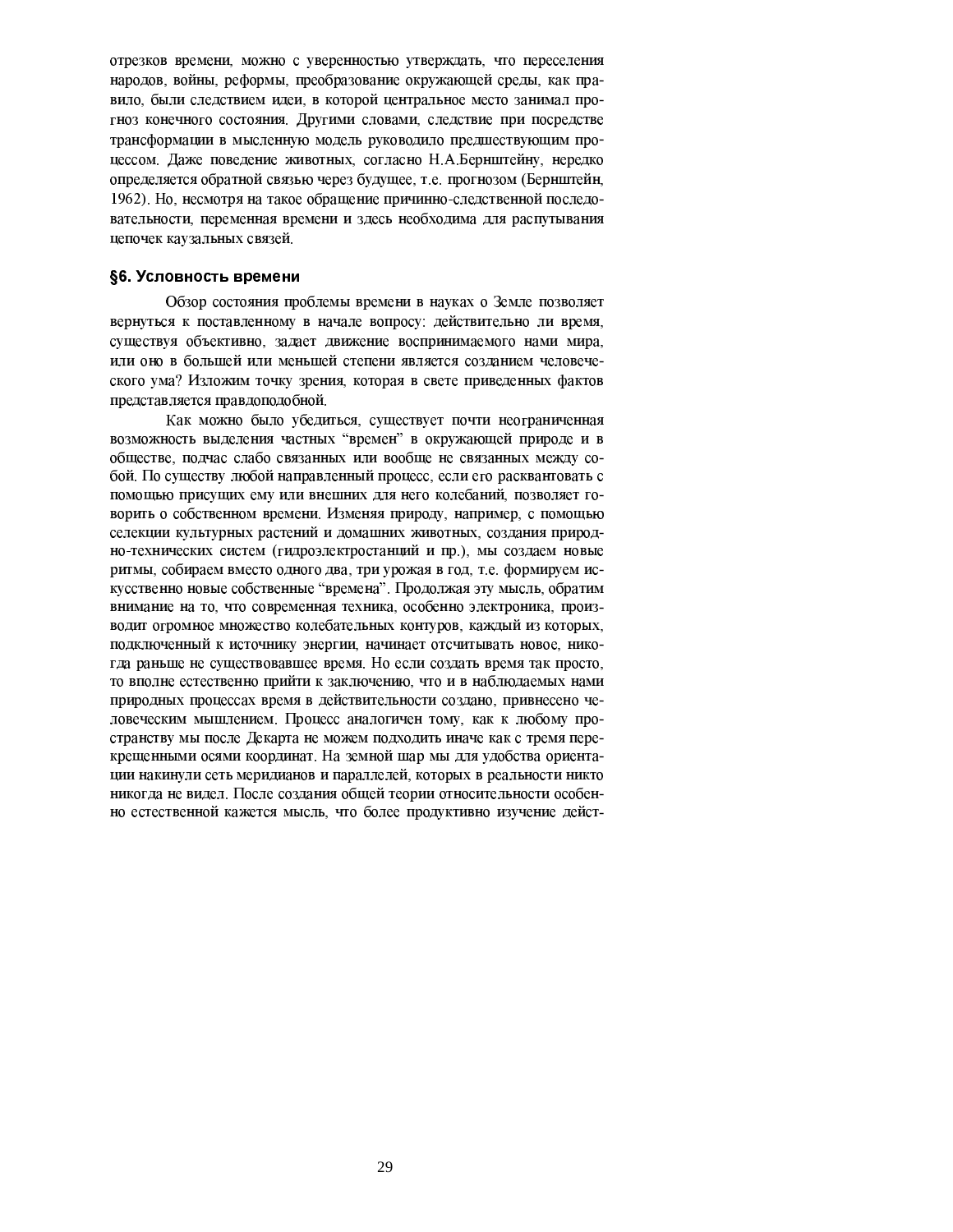отрезков времени, можно с уверенностью утверждать, что переселения народов, войны, реформы, преобразование окружающей среды, как правило, были следствием идеи, в которой центральное место занимал прогноз конечного состояния. Другими словами, следствие при посредстве трансформации в мысленную модель руководило предшествующим процессом. Даже поведение животных, согласно Н.А.Бернштейну, нередко определяется обратной связью через будущее, т.е. прогнозом (Бернштейн, 1962). Но, несмотря на такое обращение причинно-следственной последовательности, переменная времени и здесь необходима для распутывания цепочек каузальных связей.

## §6. Условность времени

Обзор состояния проблемы времени в науках о Земле позволяет вернуться к поставленному в начале вопросу: действительно ли время, существуя объективно, задает движение воспринимаемого нами мира, или оно в большей или меньшей степени является созданием человеческого ума? Изложим точку зрения, которая в свете приведенных фактов представляется правдоподобной.

Как можно было убедиться, существует почти неограниченная возможность выделения частных "времен" в окружающей природе и в обществе, подчас слабо связанных или вообще не связанных между собой. По существу любой направленный процесс, если его расквантовать с помощью присущих ему или внешних для него колебаний, позволяет говорить о собственном времени. Изменяя природу, например, с помощью селекции культурных растений и домашних животных, создания природно-технических систем (гидроэлектростанций и пр.), мы создаем новые ритмы, собираем вместо одного два, три урожая в год, т.е. формируем искусственно новые собственные "времена". Продолжая эту мысль, обратим внимание на то, что современная техника, особенно электроника, производит огромное множество колебательных контуров, каждый из которых, подключенный к источнику энергии, начинает отсчитывать новое, никогда раньше не существовавшее время. Но если создать время так просто, то вполне естественно прийти к заключению, что и в наблюдаемых нами природных процессах время в действительности создано, привнесено человеческим мышлением. Процесс аналогичен тому, как к любому пространству мы после Декарта не можем подходить иначе как с тремя перекрещенными осями координат. На земной шар мы для удобства ориентации накинули сеть меридианов и параллелей, которых в реальности никто никогда не видел. После создания общей теории относительности особенно естественной кажется мысль, что более продуктивно изучение дейст-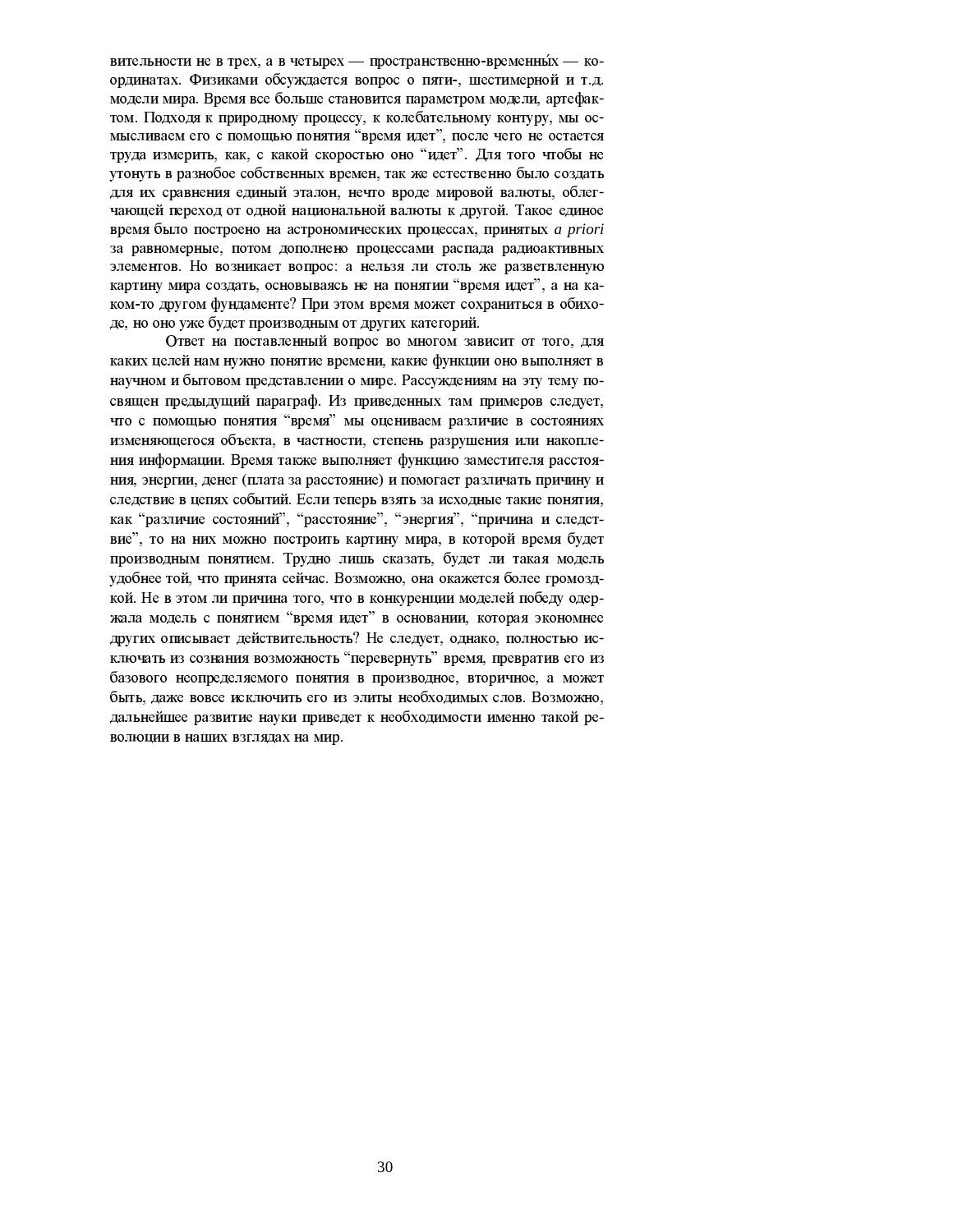вительности не в трех, а в четырех — пространственно-временны́х — координатах. Физиками обсуждается вопрос о пяти-, шестимерной и т.д. модели мира. Время все больше становится параметром модели, артефактом. Подходя к природному процессу, к колебательному контуру, мы осмысливаем его с помощью понятия "время идет", после чего не остается труда измерить, как, с какой скоростью оно "идет". Для того чтобы не утонуть в разнобое собственных времен, так же естественно было создать для их сравнения единый эталон, нечто вроде мировой валюты, облегчающей переход от одной национальной валюты к другой. Такое единое время было построено на астрономических процессах, принятых *a priori* за равномерные, потом дополнено процессами распада радиоактивных элементов. Но возникает вопрос: а нельзя ли столь же разветвленную картину мира создать, основываясь не на понятии "время идет", а на каком-то другом фундаменте? При этом время может сохраниться в обиходе, но оно уже будет производным от других категорий.

Ответ на поставленный вопрос во многом зависит от того, для каких целей нам нужно понятие времени, какие функции оно выполняет в научном и бытовом представлении о мире. Рассуждениям на эту тему посвящен предыдущий параграф. Из приведенных там примеров следует, что с помощью понятия "время" мы оцениваем различие в состояниях изменяющегося объекта, в частности, степень разрушения или накопления информации. Время также выполняет функцию заместителя расстояния, энергии, денег (плата за расстояние) и помогает различать причину и следствие в цепях событий. Если теперь взять за исходные такие понятия, как "различие состояний", "расстояние", "энергия", "причина и следствие", то на них можно построить картину мира, в которой время будет производным понятием. Трудно лишь сказать, будет ли такая модель удобнее той, что принята сейчас. Возможно, она окажется более громоздкой. Не в этом ли причина того, что в конкуренции моделей победу одержала модель с понятием "время идет" в основании, которая экономнее других описывает действительность? Не следует, однако, полностью исключать из сознания возможность "перевернуть" время, превратив его из базового неопределяемого понятия в производное, вторичное, а может быть, даже вовсе исключить его из элиты необходимых слов. Возможно, дальнейшее развитие науки приведет к необходимости именно такой революции в наших взглядах на мир.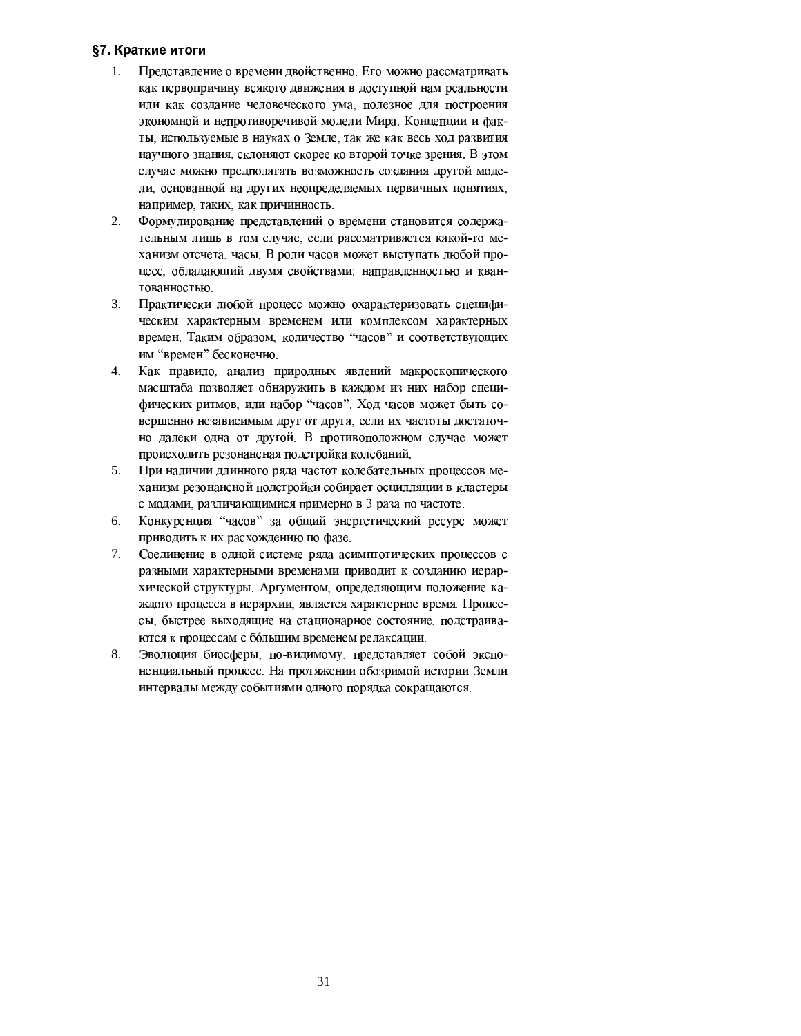## §7. Краткие итоги

1. Представление о времени двойственно. Его можно рассматривать как первопричину всякого движения в доступной нам реальности или как создание человеческого ума, полезное для построения экономной и непротиворечивой модели Мира. Концепции и факты, используемые в науках о Земле, так же как весь ход развития научного знания, склоняют скорее ко второй точке зрения. В этом случае можно предполагать возможность создания другой модели, основанной на других неопределяемых первичных понятиях, например, таких, как причинность.
2. Формулирование представлений о времени становится содержательным лишь в том случае, если рассматривается какой-то механизм отсчета, часы. В роли часов может выступать любой процесс, обладающий двумя свойствами: направленностью и квантованностью.
3. Практически любой процесс можно охарактеризовать специфическим характерным временем или комплексом характерных времен. Таким образом, количество “часов” и соответствующих им “времен” бесконечно.
4. Как правило, анализ природных явлений макроскопического масштаба позволяет обнаружить в каждом из них набор специфических ритмов, или набор “часов”. Ход часов может быть совершенно независимым друг от друга, если их частоты достаточно далеки одна от другой. В противоположном случае может происходить резонансная подстройка колебаний.
5. При наличии длинного ряда частот колебательных процессов механизм резонансной подстройки собирает осцилляции в кластеры с модами, различающимися примерно в 3 раза по частоте.
6. Конкуренция “часов” за общий энергетический ресурс может приводить к их расхождению по фазе.
7. Соединение в одной системе ряда асимптотических процессов с разными характерными временами приводит к созданию иерархической структуры. Аргументом, определяющим положение каждого процесса в иерархии, является характерное время. Процессы, быстрее выходящие на стационарное состояние, подстраиваются к процессам с бо́льшим временем релаксации.
8. Эволюция биосферы, по-видимому, представляет собой экспоненциальный процесс. На протяжении обозримой истории Земли интервалы между событиями одного порядка сокращаются.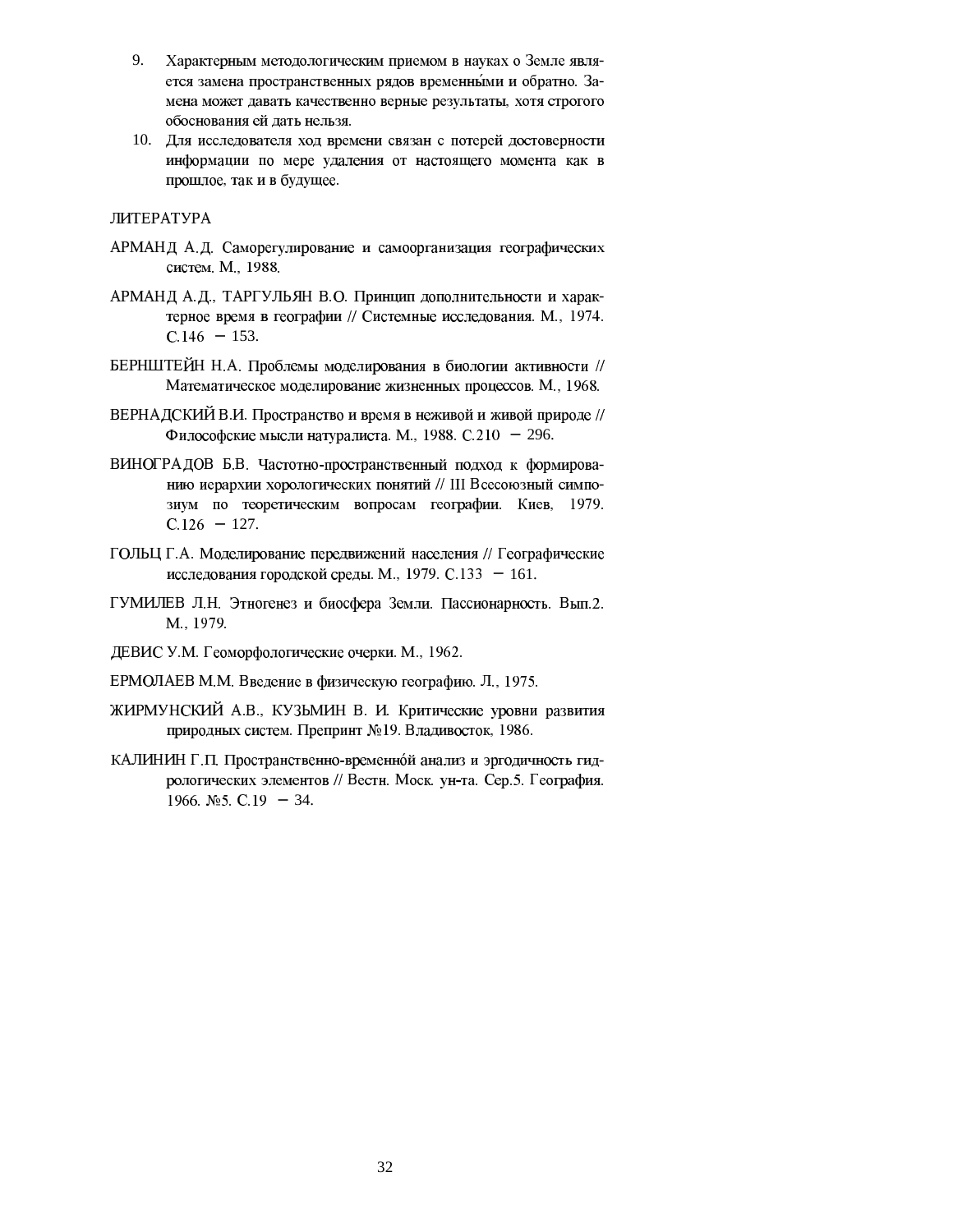9. Характерным методологическим приемом в науках о Земле является замена пространственных рядов временны́ми и обратно. Замена может давать качественно верные результаты, хотя строгого обоснования ей дать нельзя.
10. Для исследователя ход времени связан с потерей достоверности информации по мере удаления от настоящего момента как в прошлое, так и в будущее.

ЛИТЕРАТУРА

АРМАНД А.Д. Саморегулирование и самоорганизация географических систем. М., 1988.

АРМАНД А.Д., ТАРГУЛЬЯН В.О. Принцип дополнительности и характерное время в географии // Системные исследования. М., 1974. С.146 – 153.

БЕРНШТЕЙН Н.А. Проблемы моделирования в биологии активности // Математическое моделирование жизненных процессов. М., 1968.

ВЕРНАДСКИЙ В.И. Пространство и время в неживой и живой природе // Философские мысли натуралиста. М., 1988. С.210 – 296.

ВИНОГРАДОВ Б.В. Частотно-пространственный подход к формированию иерархии хорологических понятий // III Всесоюзный симпозиум по теоретическим вопросам географии. Киев, 1979. С.126 – 127.

ГОЛЬЦ Г.А. Моделирование передвижений населения // Географические исследования городской среды. М., 1979. С.133 – 161.

ГУМИЛЕВ Л.Н. Этногенез и биосфера Земли. Пассионарность. Вып.2. М., 1979.

ДЕВИС У.М. Геоморфологические очерки. М., 1962.

ЕРМОЛАЕВ М.М. Введение в физическую географию. Л., 1975.

ЖИРМУНСКИЙ А.В., КУЗЬМИН В. И. Критические уровни развития природных систем. Препринт №19. Владивосток, 1986.

КАЛИНИН Г.П. Пространственно-временно́й анализ и эргодичность гидрологических элементов // Вестн. Моск. ун-та. Сер.5. География. 1966. №5. С.19 – 34.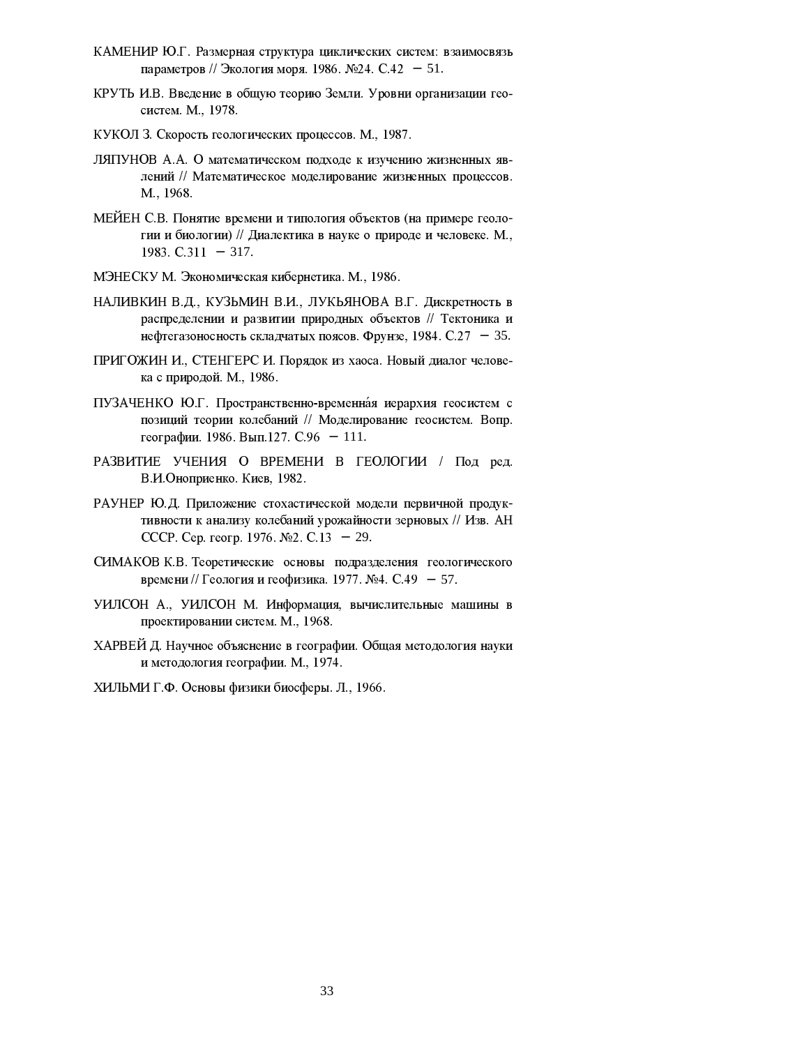КАМЕНИР Ю.Г. Размерная структура циклических систем: взаимосвязь параметров // Экология моря. 1986. №24. С.42 – 51.

КРУТЬ И.В. Введение в общую теорию Земли. Уровни организации геосистем. М., 1978.

КУКОЛ З. Скорость геологических процессов. М., 1987.

ЛЯПУНОВ А.А. О математическом подходе к изучению жизненных явлений // Математическое моделирование жизненных процессов. М., 1968.

МЕЙЕН С.В. Понятие времени и типология объектов (на примере геологии и биологии) // Диалектика в науке о природе и человеке. М., 1983. С.311 – 317.

МЭНЕСКУ М. Экономическая кибернетика. М., 1986.

НАЛИВКИН В.Д., КУЗЬМИН В.И., ЛУКЬЯНОВА В.Г. Дискретность в распределении и развитии природных объектов // Тектоника и нефтегазоносность складчатых поясов. Фрунзе, 1984. С.27 – 35.

ПРИГОЖИН И., СТЕНГЕРС И. Порядок из хаоса. Новый диалог человека с природой. М., 1986.

ПУЗАЧЕНКО Ю.Г. Пространственно-временна́я иерархия геосистем с позиций теории колебаний // Моделирование геосистем. Вопр. географии. 1986. Вып.127. С.96 – 111.

РАЗВИТИЕ УЧЕНИЯ О ВРЕМЕНИ В ГЕОЛОГИИ / Под ред. В.И.Оноприенко. Киев, 1982.

РАУНЕР Ю.Д. Приложение стохастической модели первичной продуктивности к анализу колебаний урожайности зерновых // Изв. АН СССР. Сер. геогр. 1976. №2. С.13 – 29.

СИМАКОВ К.В. Теоретические основы подразделения геологического времени // Геология и геофизика. 1977. №4. С.49 – 57.

УИЛСОН А., УИЛСОН М. Информация, вычислительные машины в проектировании систем. М., 1968.

ХАРВЕЙ Д. Научное объяснение в географии. Общая методология науки и методология географии. М., 1974.

ХИЛЬМИ Г.Ф. Основы физики биосферы. Л., 1966.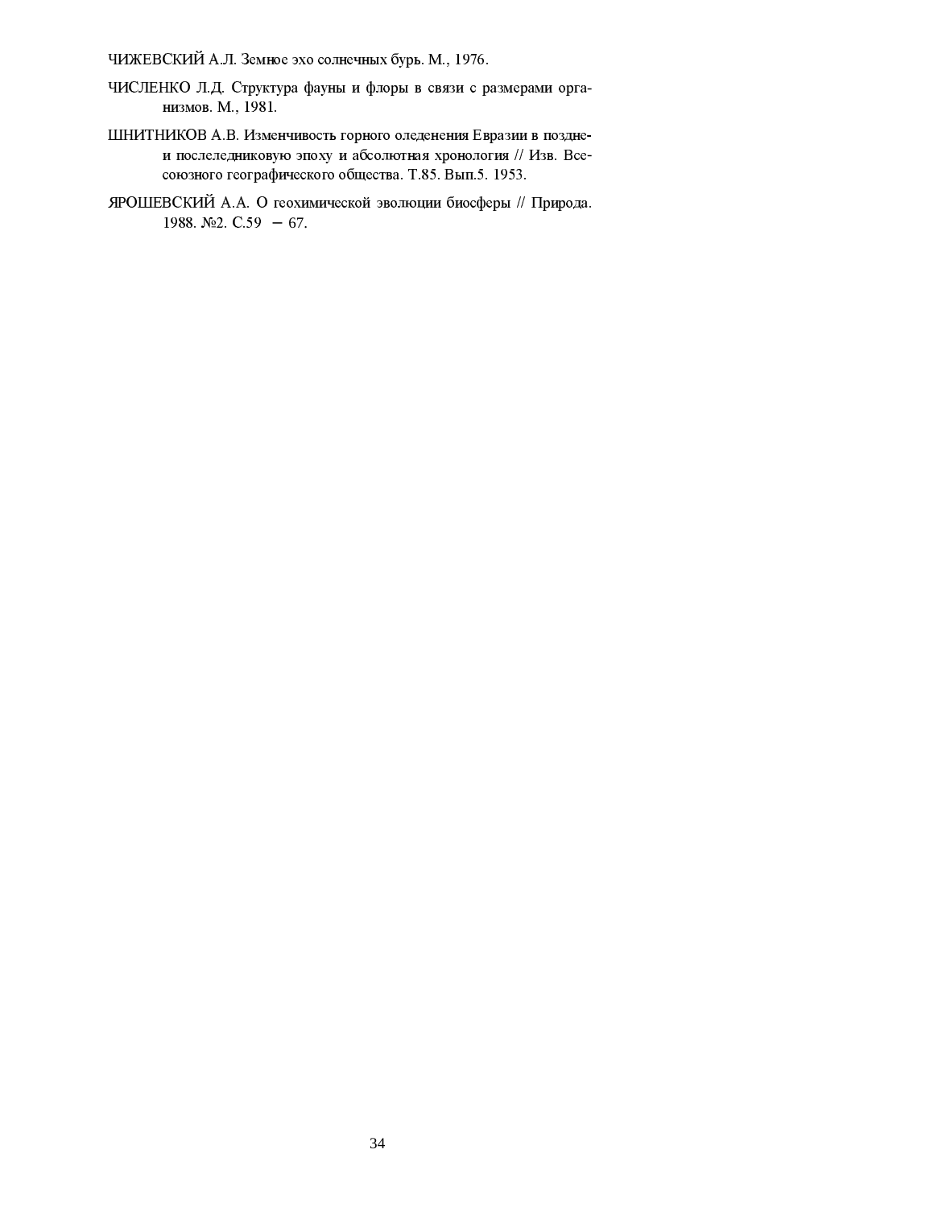ЧИЖЕВСКИЙ А.Л. Земное эхо солнечных бурь. М., 1976.

ЧИСЛЕНКО Л.Д. Структура фауны и флоры в связи с размерами организмов. М., 1981.

ШНИТНИКОВ А.В. Изменчивость горного оледенения Евразии в поздне- и послеледниковую эпоху и абсолютная хронология // Изв. Всесоюзного географического общества. Т.85. Вып.5. 1953.

ЯРОШЕВСКИЙ А.А. О геохимической эволюции биосферы // Природа. 1988. №2. С.59 – 67.